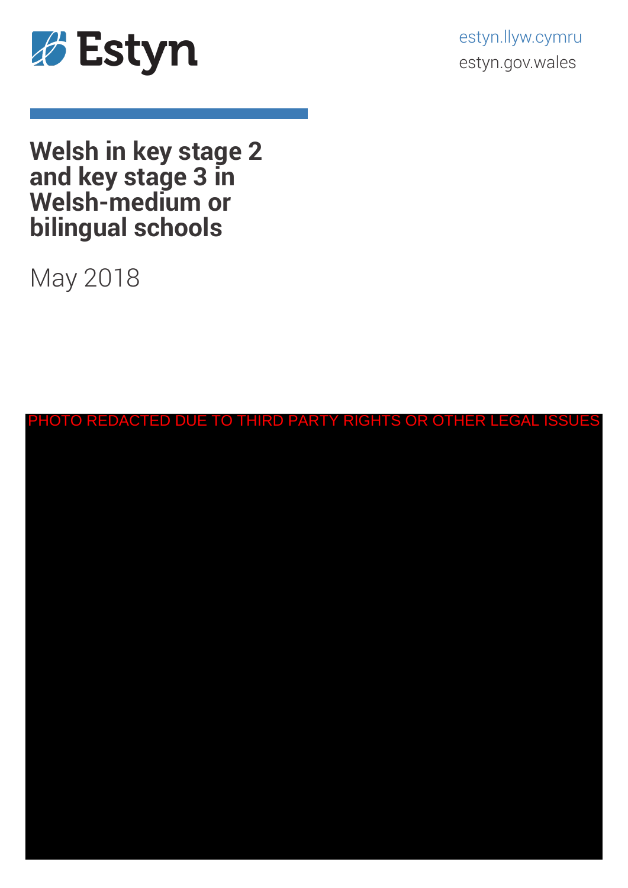Estyn

estyn.llyw.cymru
estyn.gov.wales

# Welsh in key stage 2 and key stage 3 in Welsh-medium or bilingual schools

May 2018

PHOTO REDACTED DUE TO THIRD PARTY RIGHTS OR OTHER LEGAL ISSUES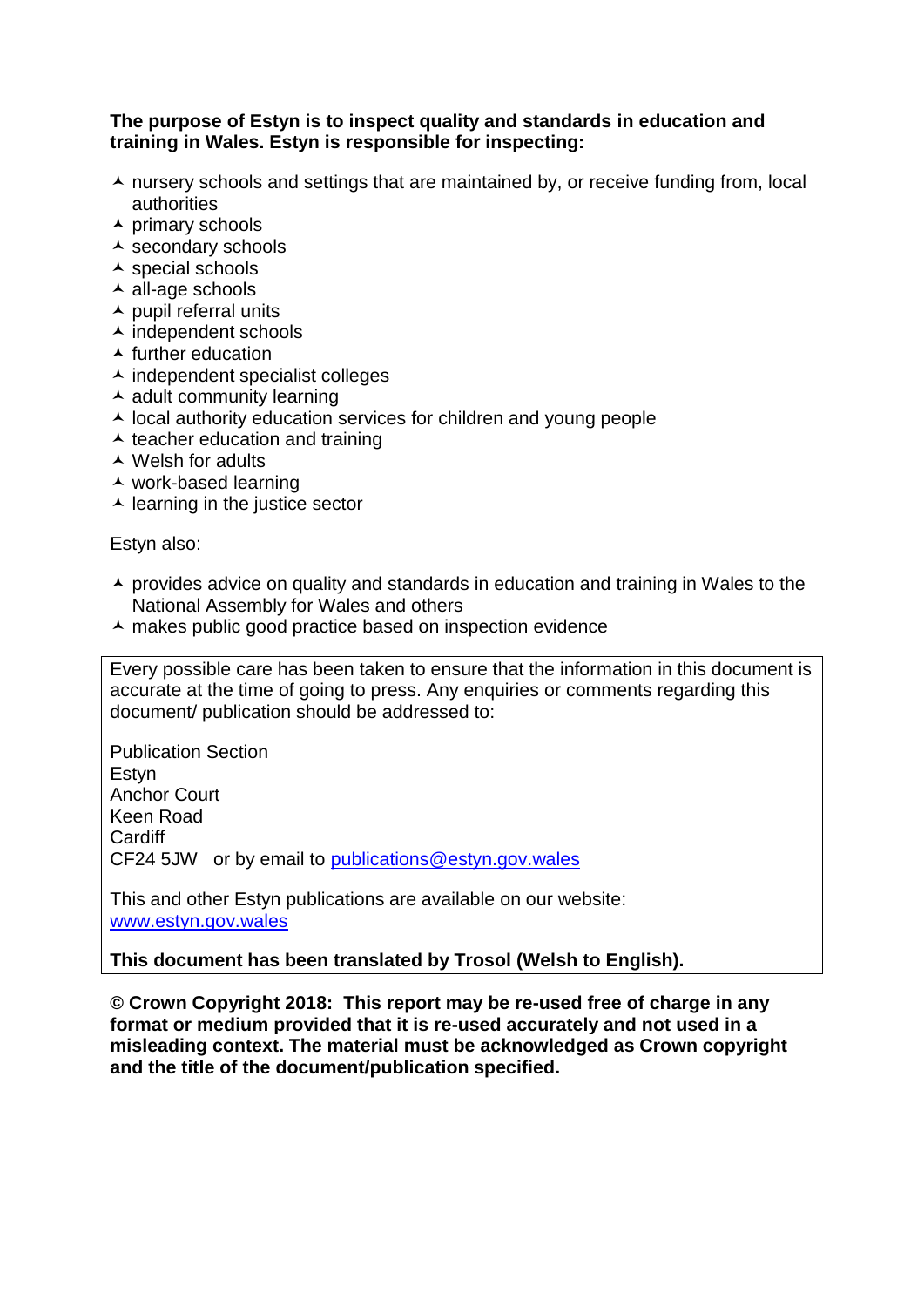**The purpose of Estyn is to inspect quality and standards in education and training in Wales. Estyn is responsible for inspecting:**

- nursery schools and settings that are maintained by, or receive funding from, local authorities
- primary schools
- secondary schools
- special schools
- all-age schools
- pupil referral units
- independent schools
- further education
- independent specialist colleges
- adult community learning
- local authority education services for children and young people
- teacher education and training
- Welsh for adults
- work-based learning
- learning in the justice sector

Estyn also:

- provides advice on quality and standards in education and training in Wales to the National Assembly for Wales and others
- makes public good practice based on inspection evidence

Every possible care has been taken to ensure that the information in this document is accurate at the time of going to press. Any enquiries or comments regarding this document/ publication should be addressed to:

Publication Section
Estyn
Anchor Court
Keen Road
Cardiff
CF24 5JW or by email to publications@estyn.gov.wales

This and other Estyn publications are available on our website: www.estyn.gov.wales

**This document has been translated by Trosol (Welsh to English).**

**© Crown Copyright 2018: This report may be re-used free of charge in any format or medium provided that it is re-used accurately and not used in a misleading context. The material must be acknowledged as Crown copyright and the title of the document/publication specified.**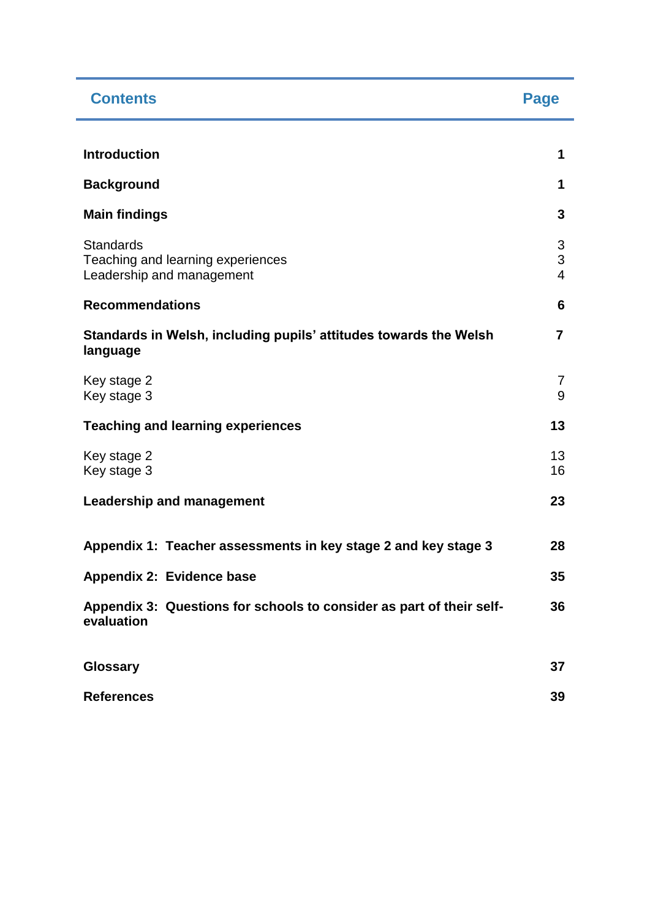| Contents | Page |
|---|---|
| **Introduction** | **1** |
| **Background** | **1** |
| **Main findings** | **3** |
| Standards | 3 |
| Teaching and learning experiences | 3 |
| Leadership and management | 4 |
| **Recommendations** | **6** |
| **Standards in Welsh, including pupils' attitudes towards the Welsh language** | **7** |
| Key stage 2 | 7 |
| Key stage 3 | 9 |
| **Teaching and learning experiences** | **13** |
| Key stage 2 | 13 |
| Key stage 3 | 16 |
| **Leadership and management** | **23** |
| **Appendix 1: Teacher assessments in key stage 2 and key stage 3** | **28** |
| **Appendix 2: Evidence base** | **35** |
| **Appendix 3: Questions for schools to consider as part of their self-evaluation** | **36** |
| **Glossary** | **37** |
| **References** | **39** |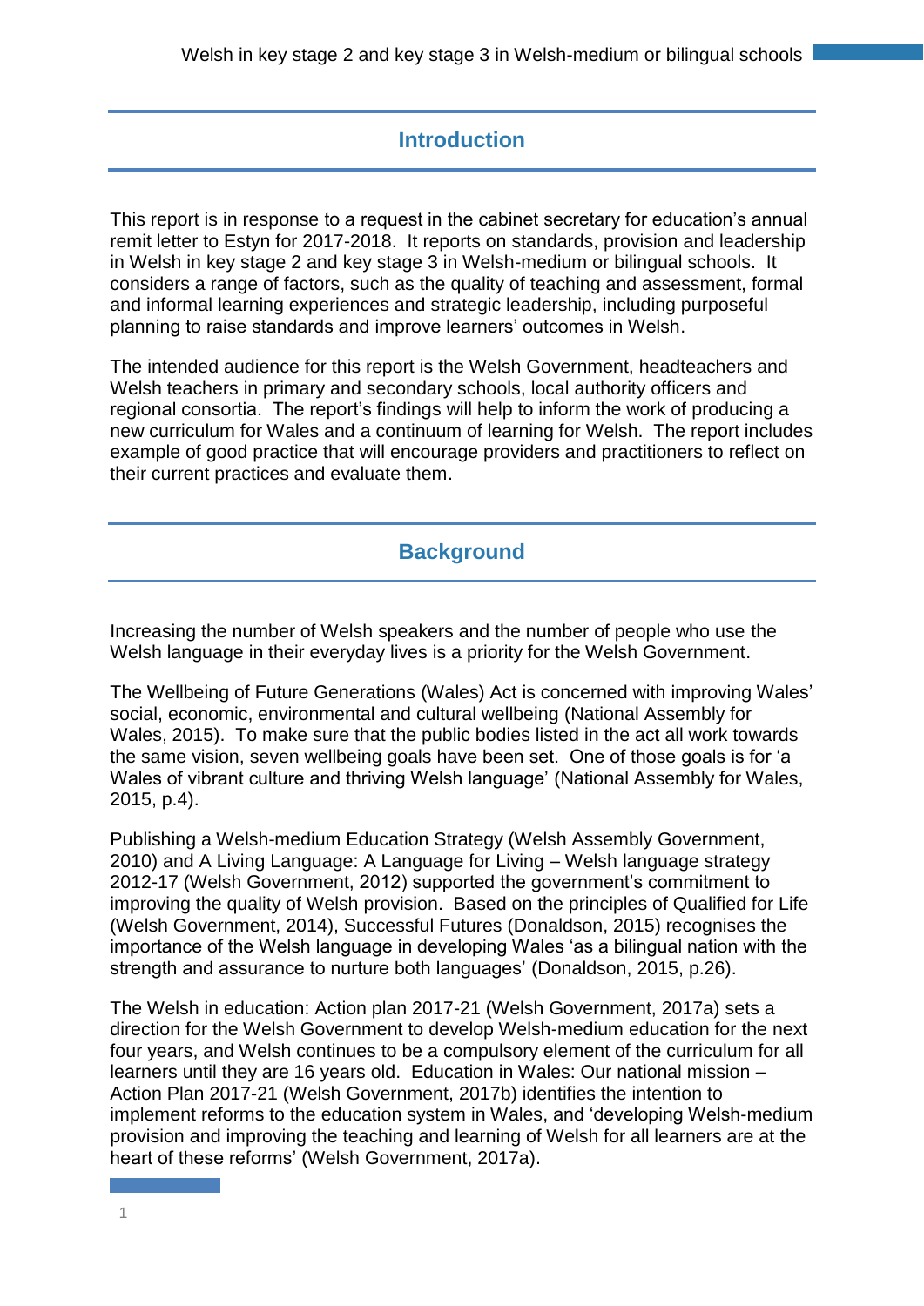## Introduction

This report is in response to a request in the cabinet secretary for education's annual remit letter to Estyn for 2017-2018. It reports on standards, provision and leadership in Welsh in key stage 2 and key stage 3 in Welsh-medium or bilingual schools. It considers a range of factors, such as the quality of teaching and assessment, formal and informal learning experiences and strategic leadership, including purposeful planning to raise standards and improve learners' outcomes in Welsh.

The intended audience for this report is the Welsh Government, headteachers and Welsh teachers in primary and secondary schools, local authority officers and regional consortia. The report's findings will help to inform the work of producing a new curriculum for Wales and a continuum of learning for Welsh. The report includes example of good practice that will encourage providers and practitioners to reflect on their current practices and evaluate them.

## Background

Increasing the number of Welsh speakers and the number of people who use the Welsh language in their everyday lives is a priority for the Welsh Government.

The Wellbeing of Future Generations (Wales) Act is concerned with improving Wales' social, economic, environmental and cultural wellbeing (National Assembly for Wales, 2015). To make sure that the public bodies listed in the act all work towards the same vision, seven wellbeing goals have been set. One of those goals is for 'a Wales of vibrant culture and thriving Welsh language' (National Assembly for Wales, 2015, p.4).

Publishing a Welsh-medium Education Strategy (Welsh Assembly Government, 2010) and A Living Language: A Language for Living – Welsh language strategy 2012-17 (Welsh Government, 2012) supported the government's commitment to improving the quality of Welsh provision. Based on the principles of Qualified for Life (Welsh Government, 2014), Successful Futures (Donaldson, 2015) recognises the importance of the Welsh language in developing Wales 'as a bilingual nation with the strength and assurance to nurture both languages' (Donaldson, 2015, p.26).

The Welsh in education: Action plan 2017-21 (Welsh Government, 2017a) sets a direction for the Welsh Government to develop Welsh-medium education for the next four years, and Welsh continues to be a compulsory element of the curriculum for all learners until they are 16 years old. Education in Wales: Our national mission – Action Plan 2017-21 (Welsh Government, 2017b) identifies the intention to implement reforms to the education system in Wales, and 'developing Welsh-medium provision and improving the teaching and learning of Welsh for all learners are at the heart of these reforms' (Welsh Government, 2017a).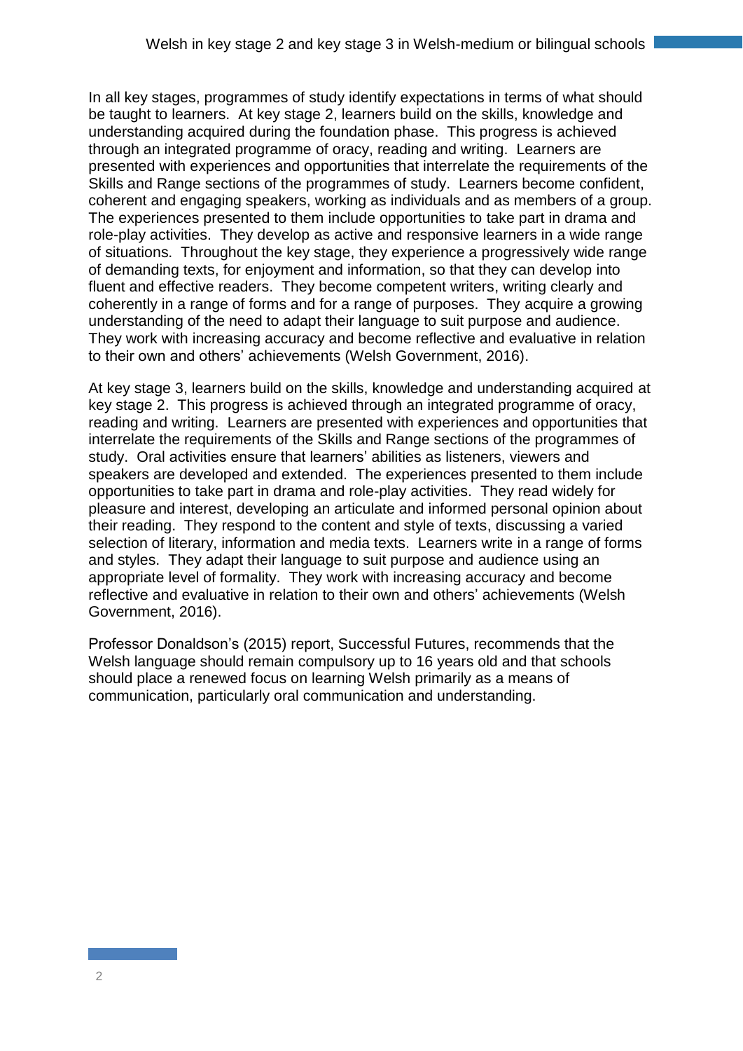In all key stages, programmes of study identify expectations in terms of what should be taught to learners. At key stage 2, learners build on the skills, knowledge and understanding acquired during the foundation phase. This progress is achieved through an integrated programme of oracy, reading and writing. Learners are presented with experiences and opportunities that interrelate the requirements of the Skills and Range sections of the programmes of study. Learners become confident, coherent and engaging speakers, working as individuals and as members of a group. The experiences presented to them include opportunities to take part in drama and role-play activities. They develop as active and responsive learners in a wide range of situations. Throughout the key stage, they experience a progressively wide range of demanding texts, for enjoyment and information, so that they can develop into fluent and effective readers. They become competent writers, writing clearly and coherently in a range of forms and for a range of purposes. They acquire a growing understanding of the need to adapt their language to suit purpose and audience. They work with increasing accuracy and become reflective and evaluative in relation to their own and others' achievements (Welsh Government, 2016).

At key stage 3, learners build on the skills, knowledge and understanding acquired at key stage 2. This progress is achieved through an integrated programme of oracy, reading and writing. Learners are presented with experiences and opportunities that interrelate the requirements of the Skills and Range sections of the programmes of study. Oral activities ensure that learners' abilities as listeners, viewers and speakers are developed and extended. The experiences presented to them include opportunities to take part in drama and role-play activities. They read widely for pleasure and interest, developing an articulate and informed personal opinion about their reading. They respond to the content and style of texts, discussing a varied selection of literary, information and media texts. Learners write in a range of forms and styles. They adapt their language to suit purpose and audience using an appropriate level of formality. They work with increasing accuracy and become reflective and evaluative in relation to their own and others' achievements (Welsh Government, 2016).

Professor Donaldson's (2015) report, Successful Futures, recommends that the Welsh language should remain compulsory up to 16 years old and that schools should place a renewed focus on learning Welsh primarily as a means of communication, particularly oral communication and understanding.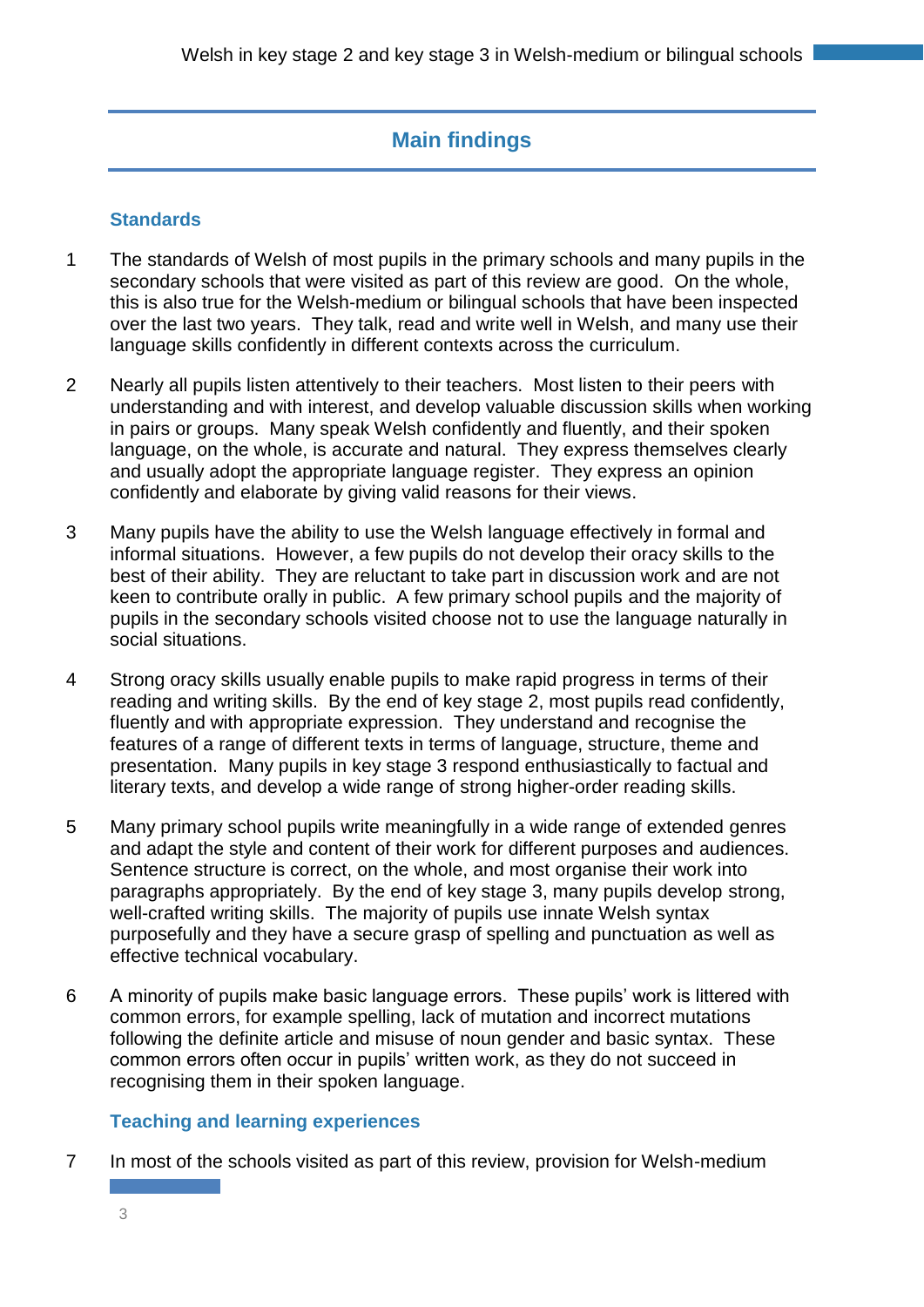## Main findings

### Standards

1 The standards of Welsh of most pupils in the primary schools and many pupils in the secondary schools that were visited as part of this review are good. On the whole, this is also true for the Welsh-medium or bilingual schools that have been inspected over the last two years. They talk, read and write well in Welsh, and many use their language skills confidently in different contexts across the curriculum.

2 Nearly all pupils listen attentively to their teachers. Most listen to their peers with understanding and with interest, and develop valuable discussion skills when working in pairs or groups. Many speak Welsh confidently and fluently, and their spoken language, on the whole, is accurate and natural. They express themselves clearly and usually adopt the appropriate language register. They express an opinion confidently and elaborate by giving valid reasons for their views.

3 Many pupils have the ability to use the Welsh language effectively in formal and informal situations. However, a few pupils do not develop their oracy skills to the best of their ability. They are reluctant to take part in discussion work and are not keen to contribute orally in public. A few primary school pupils and the majority of pupils in the secondary schools visited choose not to use the language naturally in social situations.

4 Strong oracy skills usually enable pupils to make rapid progress in terms of their reading and writing skills. By the end of key stage 2, most pupils read confidently, fluently and with appropriate expression. They understand and recognise the features of a range of different texts in terms of language, structure, theme and presentation. Many pupils in key stage 3 respond enthusiastically to factual and literary texts, and develop a wide range of strong higher-order reading skills.

5 Many primary school pupils write meaningfully in a wide range of extended genres and adapt the style and content of their work for different purposes and audiences. Sentence structure is correct, on the whole, and most organise their work into paragraphs appropriately. By the end of key stage 3, many pupils develop strong, well-crafted writing skills. The majority of pupils use innate Welsh syntax purposefully and they have a secure grasp of spelling and punctuation as well as effective technical vocabulary.

6 A minority of pupils make basic language errors. These pupils' work is littered with common errors, for example spelling, lack of mutation and incorrect mutations following the definite article and misuse of noun gender and basic syntax. These common errors often occur in pupils' written work, as they do not succeed in recognising them in their spoken language.

### Teaching and learning experiences

7 In most of the schools visited as part of this review, provision for Welsh-medium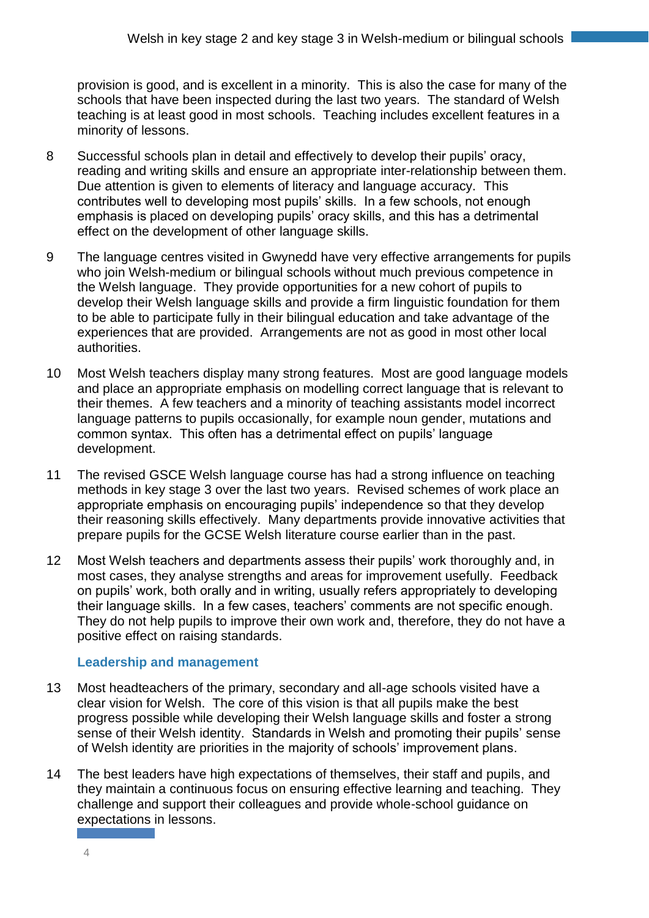provision is good, and is excellent in a minority. This is also the case for many of the schools that have been inspected during the last two years. The standard of Welsh teaching is at least good in most schools. Teaching includes excellent features in a minority of lessons.

8 Successful schools plan in detail and effectively to develop their pupils' oracy, reading and writing skills and ensure an appropriate inter-relationship between them. Due attention is given to elements of literacy and language accuracy. This contributes well to developing most pupils' skills. In a few schools, not enough emphasis is placed on developing pupils' oracy skills, and this has a detrimental effect on the development of other language skills.

9 The language centres visited in Gwynedd have very effective arrangements for pupils who join Welsh-medium or bilingual schools without much previous competence in the Welsh language. They provide opportunities for a new cohort of pupils to develop their Welsh language skills and provide a firm linguistic foundation for them to be able to participate fully in their bilingual education and take advantage of the experiences that are provided. Arrangements are not as good in most other local authorities.

10 Most Welsh teachers display many strong features. Most are good language models and place an appropriate emphasis on modelling correct language that is relevant to their themes. A few teachers and a minority of teaching assistants model incorrect language patterns to pupils occasionally, for example noun gender, mutations and common syntax. This often has a detrimental effect on pupils' language development.

11 The revised GSCE Welsh language course has had a strong influence on teaching methods in key stage 3 over the last two years. Revised schemes of work place an appropriate emphasis on encouraging pupils' independence so that they develop their reasoning skills effectively. Many departments provide innovative activities that prepare pupils for the GCSE Welsh literature course earlier than in the past.

12 Most Welsh teachers and departments assess their pupils' work thoroughly and, in most cases, they analyse strengths and areas for improvement usefully. Feedback on pupils' work, both orally and in writing, usually refers appropriately to developing their language skills. In a few cases, teachers' comments are not specific enough. They do not help pupils to improve their own work and, therefore, they do not have a positive effect on raising standards.

### Leadership and management

13 Most headteachers of the primary, secondary and all-age schools visited have a clear vision for Welsh. The core of this vision is that all pupils make the best progress possible while developing their Welsh language skills and foster a strong sense of their Welsh identity. Standards in Welsh and promoting their pupils' sense of Welsh identity are priorities in the majority of schools' improvement plans.

14 The best leaders have high expectations of themselves, their staff and pupils, and they maintain a continuous focus on ensuring effective learning and teaching. They challenge and support their colleagues and provide whole-school guidance on expectations in lessons.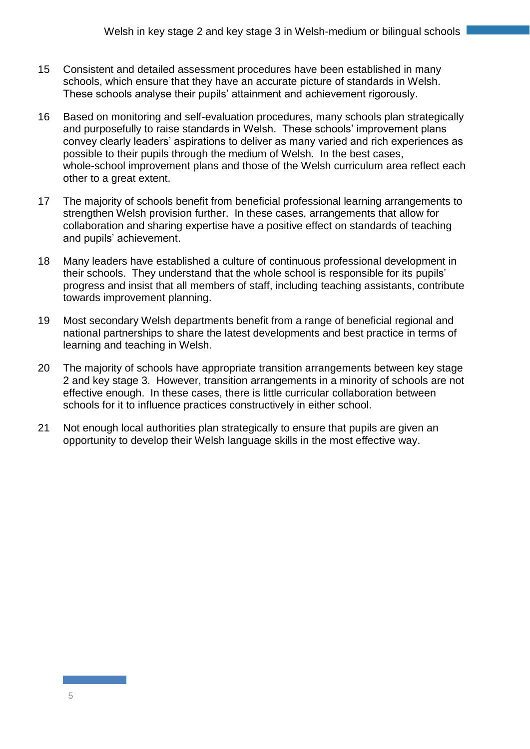15 Consistent and detailed assessment procedures have been established in many schools, which ensure that they have an accurate picture of standards in Welsh. These schools analyse their pupils' attainment and achievement rigorously.

16 Based on monitoring and self-evaluation procedures, many schools plan strategically and purposefully to raise standards in Welsh. These schools' improvement plans convey clearly leaders' aspirations to deliver as many varied and rich experiences as possible to their pupils through the medium of Welsh. In the best cases, whole-school improvement plans and those of the Welsh curriculum area reflect each other to a great extent.

17 The majority of schools benefit from beneficial professional learning arrangements to strengthen Welsh provision further. In these cases, arrangements that allow for collaboration and sharing expertise have a positive effect on standards of teaching and pupils' achievement.

18 Many leaders have established a culture of continuous professional development in their schools. They understand that the whole school is responsible for its pupils' progress and insist that all members of staff, including teaching assistants, contribute towards improvement planning.

19 Most secondary Welsh departments benefit from a range of beneficial regional and national partnerships to share the latest developments and best practice in terms of learning and teaching in Welsh.

20 The majority of schools have appropriate transition arrangements between key stage 2 and key stage 3. However, transition arrangements in a minority of schools are not effective enough. In these cases, there is little curricular collaboration between schools for it to influence practices constructively in either school.

21 Not enough local authorities plan strategically to ensure that pupils are given an opportunity to develop their Welsh language skills in the most effective way.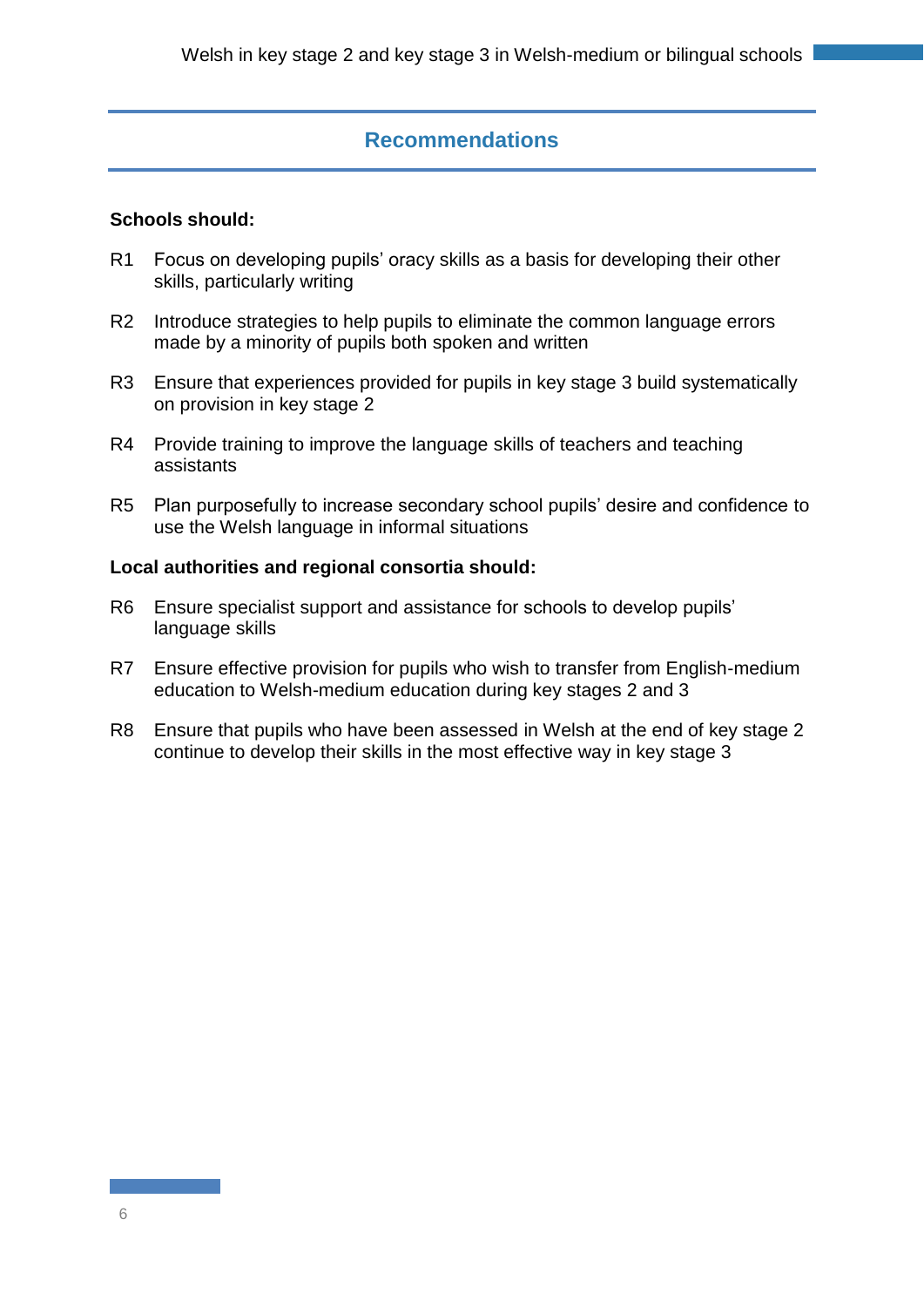## Recommendations

**Schools should:**

R1 Focus on developing pupils' oracy skills as a basis for developing their other skills, particularly writing

R2 Introduce strategies to help pupils to eliminate the common language errors made by a minority of pupils both spoken and written

R3 Ensure that experiences provided for pupils in key stage 3 build systematically on provision in key stage 2

R4 Provide training to improve the language skills of teachers and teaching assistants

R5 Plan purposefully to increase secondary school pupils' desire and confidence to use the Welsh language in informal situations

**Local authorities and regional consortia should:**

R6 Ensure specialist support and assistance for schools to develop pupils' language skills

R7 Ensure effective provision for pupils who wish to transfer from English-medium education to Welsh-medium education during key stages 2 and 3

R8 Ensure that pupils who have been assessed in Welsh at the end of key stage 2 continue to develop their skills in the most effective way in key stage 3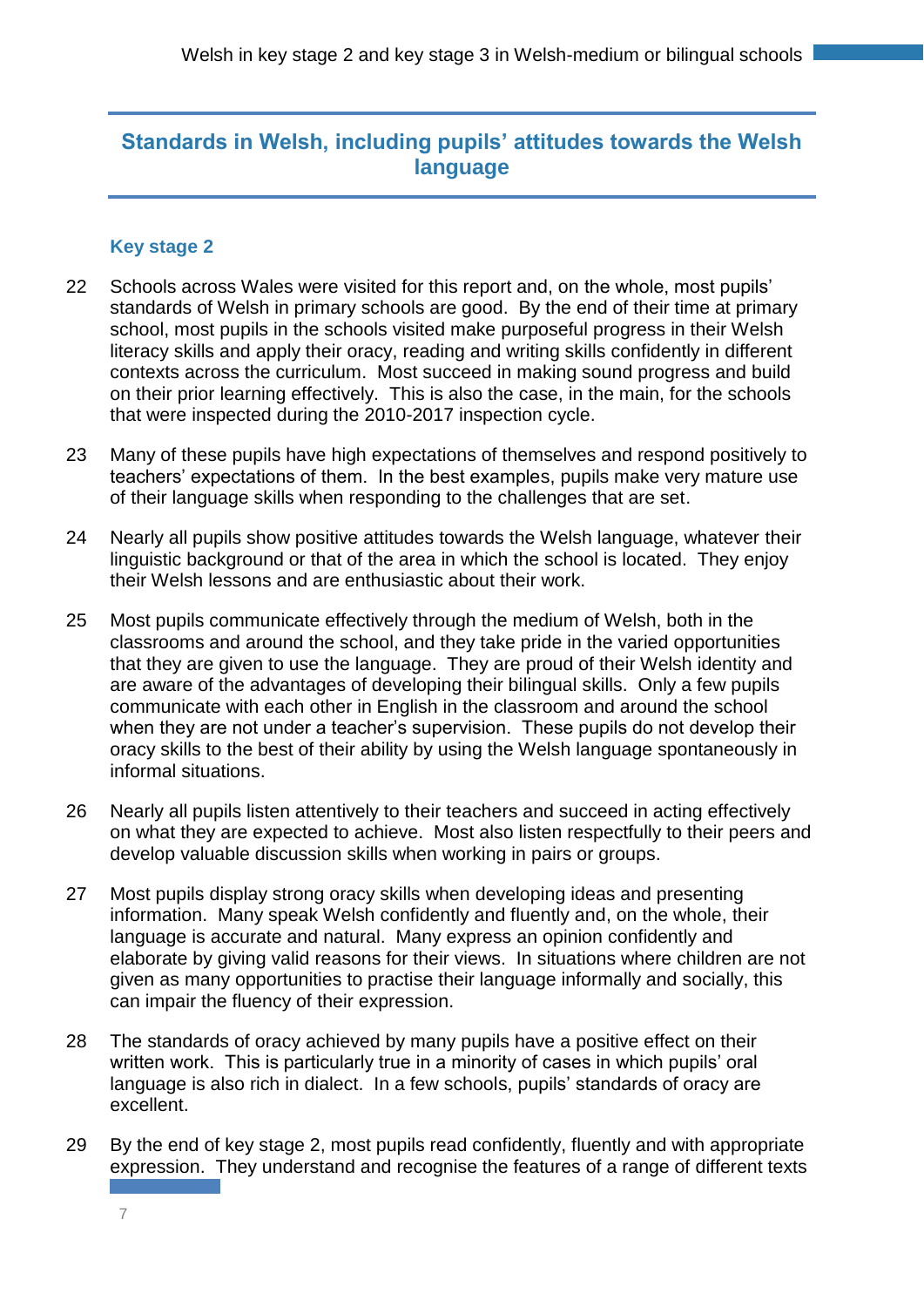## Standards in Welsh, including pupils' attitudes towards the Welsh language

### Key stage 2

22 Schools across Wales were visited for this report and, on the whole, most pupils' standards of Welsh in primary schools are good. By the end of their time at primary school, most pupils in the schools visited make purposeful progress in their Welsh literacy skills and apply their oracy, reading and writing skills confidently in different contexts across the curriculum. Most succeed in making sound progress and build on their prior learning effectively. This is also the case, in the main, for the schools that were inspected during the 2010-2017 inspection cycle.

23 Many of these pupils have high expectations of themselves and respond positively to teachers' expectations of them. In the best examples, pupils make very mature use of their language skills when responding to the challenges that are set.

24 Nearly all pupils show positive attitudes towards the Welsh language, whatever their linguistic background or that of the area in which the school is located. They enjoy their Welsh lessons and are enthusiastic about their work.

25 Most pupils communicate effectively through the medium of Welsh, both in the classrooms and around the school, and they take pride in the varied opportunities that they are given to use the language. They are proud of their Welsh identity and are aware of the advantages of developing their bilingual skills. Only a few pupils communicate with each other in English in the classroom and around the school when they are not under a teacher's supervision. These pupils do not develop their oracy skills to the best of their ability by using the Welsh language spontaneously in informal situations.

26 Nearly all pupils listen attentively to their teachers and succeed in acting effectively on what they are expected to achieve. Most also listen respectfully to their peers and develop valuable discussion skills when working in pairs or groups.

27 Most pupils display strong oracy skills when developing ideas and presenting information. Many speak Welsh confidently and fluently and, on the whole, their language is accurate and natural. Many express an opinion confidently and elaborate by giving valid reasons for their views. In situations where children are not given as many opportunities to practise their language informally and socially, this can impair the fluency of their expression.

28 The standards of oracy achieved by many pupils have a positive effect on their written work. This is particularly true in a minority of cases in which pupils' oral language is also rich in dialect. In a few schools, pupils' standards of oracy are excellent.

29 By the end of key stage 2, most pupils read confidently, fluently and with appropriate expression. They understand and recognise the features of a range of different texts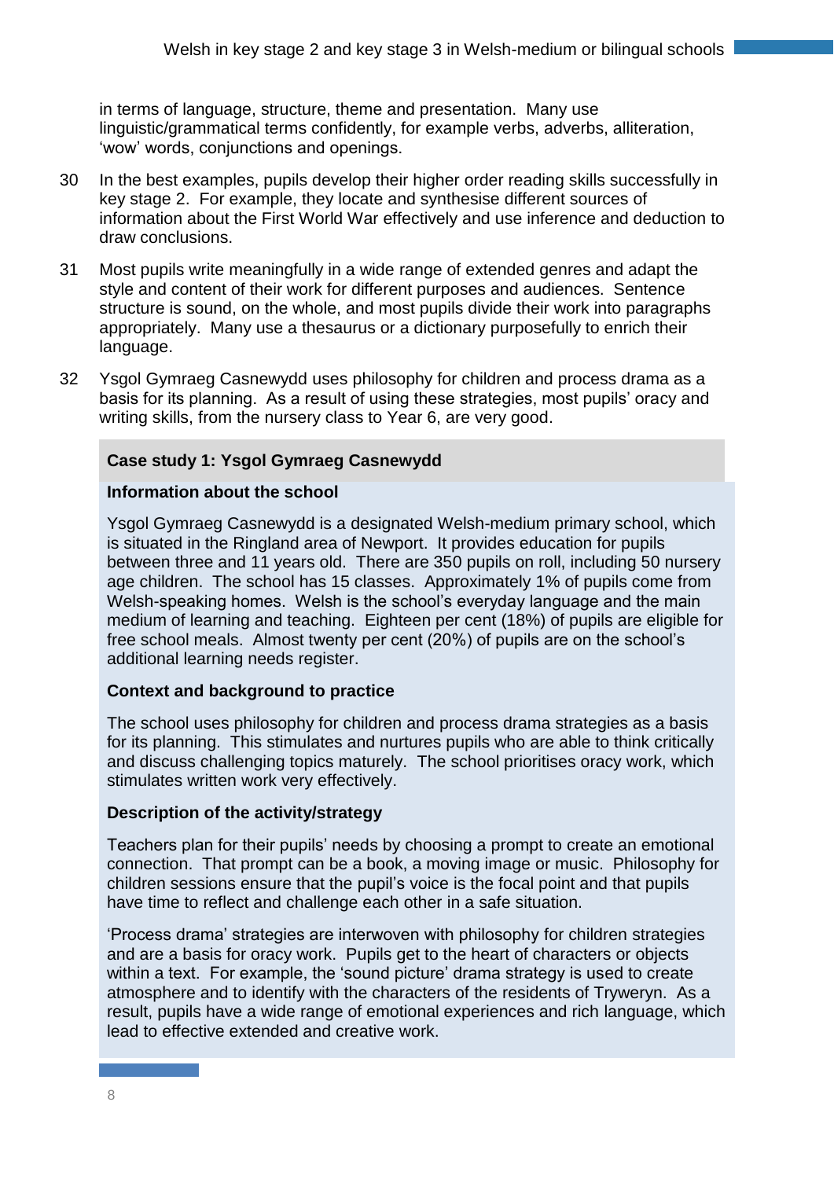in terms of language, structure, theme and presentation. Many use linguistic/grammatical terms confidently, for example verbs, adverbs, alliteration, 'wow' words, conjunctions and openings.

30 In the best examples, pupils develop their higher order reading skills successfully in key stage 2. For example, they locate and synthesise different sources of information about the First World War effectively and use inference and deduction to draw conclusions.

31 Most pupils write meaningfully in a wide range of extended genres and adapt the style and content of their work for different purposes and audiences. Sentence structure is sound, on the whole, and most pupils divide their work into paragraphs appropriately. Many use a thesaurus or a dictionary purposefully to enrich their language.

32 Ysgol Gymraeg Casnewydd uses philosophy for children and process drama as a basis for its planning. As a result of using these strategies, most pupils' oracy and writing skills, from the nursery class to Year 6, are very good.

**Case study 1: Ysgol Gymraeg Casnewydd**

**Information about the school**

Ysgol Gymraeg Casnewydd is a designated Welsh-medium primary school, which is situated in the Ringland area of Newport. It provides education for pupils between three and 11 years old. There are 350 pupils on roll, including 50 nursery age children. The school has 15 classes. Approximately 1% of pupils come from Welsh-speaking homes. Welsh is the school's everyday language and the main medium of learning and teaching. Eighteen per cent (18%) of pupils are eligible for free school meals. Almost twenty per cent (20%) of pupils are on the school's additional learning needs register.

**Context and background to practice**

The school uses philosophy for children and process drama strategies as a basis for its planning. This stimulates and nurtures pupils who are able to think critically and discuss challenging topics maturely. The school prioritises oracy work, which stimulates written work very effectively.

**Description of the activity/strategy**

Teachers plan for their pupils' needs by choosing a prompt to create an emotional connection. That prompt can be a book, a moving image or music. Philosophy for children sessions ensure that the pupil's voice is the focal point and that pupils have time to reflect and challenge each other in a safe situation.

'Process drama' strategies are interwoven with philosophy for children strategies and are a basis for oracy work. Pupils get to the heart of characters or objects within a text. For example, the 'sound picture' drama strategy is used to create atmosphere and to identify with the characters of the residents of Tryweryn. As a result, pupils have a wide range of emotional experiences and rich language, which lead to effective extended and creative work.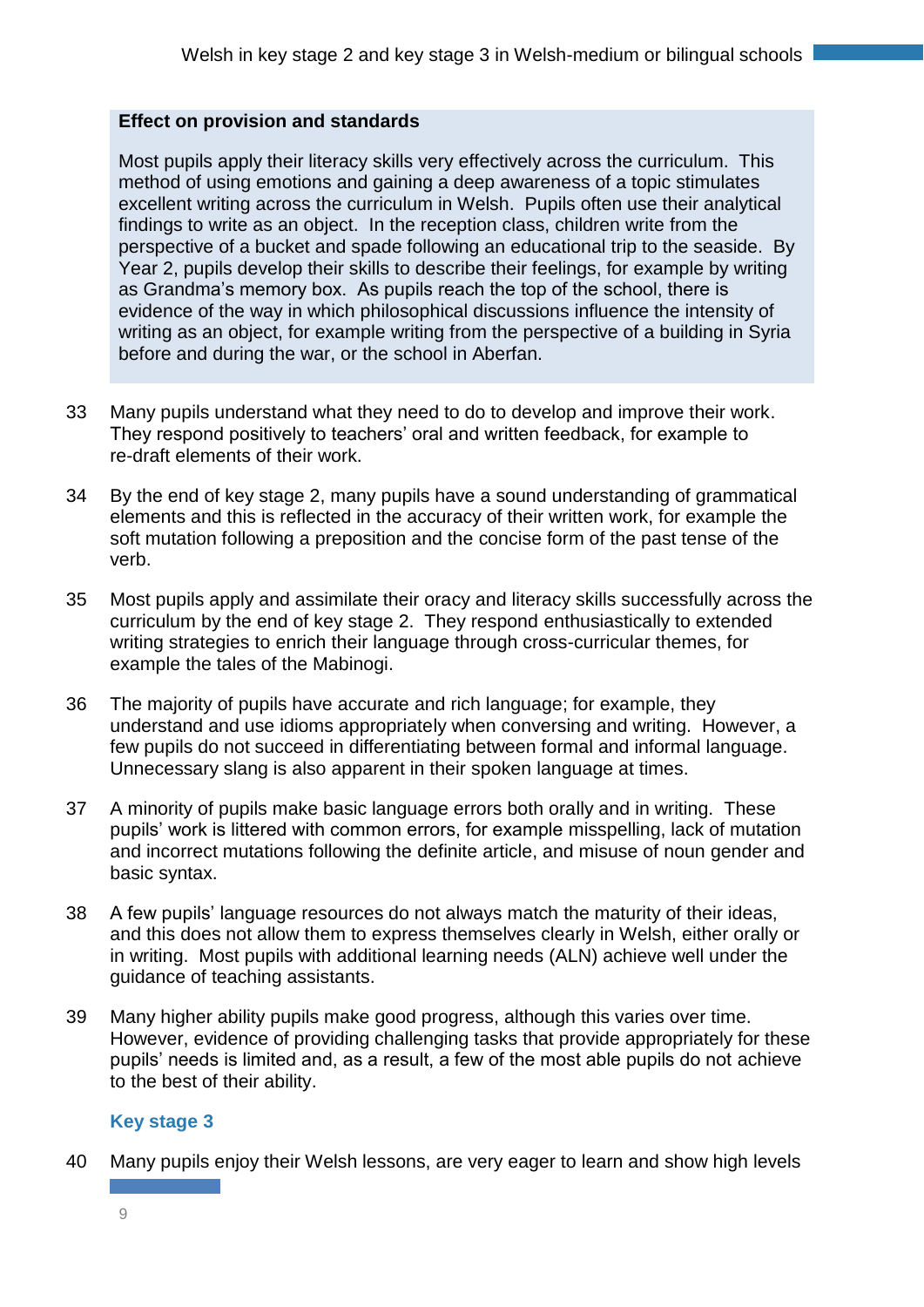**Effect on provision and standards**

Most pupils apply their literacy skills very effectively across the curriculum. This method of using emotions and gaining a deep awareness of a topic stimulates excellent writing across the curriculum in Welsh. Pupils often use their analytical findings to write as an object. In the reception class, children write from the perspective of a bucket and spade following an educational trip to the seaside. By Year 2, pupils develop their skills to describe their feelings, for example by writing as Grandma's memory box. As pupils reach the top of the school, there is evidence of the way in which philosophical discussions influence the intensity of writing as an object, for example writing from the perspective of a building in Syria before and during the war, or the school in Aberfan.

33 Many pupils understand what they need to do to develop and improve their work. They respond positively to teachers' oral and written feedback, for example to re-draft elements of their work.

34 By the end of key stage 2, many pupils have a sound understanding of grammatical elements and this is reflected in the accuracy of their written work, for example the soft mutation following a preposition and the concise form of the past tense of the verb.

35 Most pupils apply and assimilate their oracy and literacy skills successfully across the curriculum by the end of key stage 2. They respond enthusiastically to extended writing strategies to enrich their language through cross-curricular themes, for example the tales of the Mabinogi.

36 The majority of pupils have accurate and rich language; for example, they understand and use idioms appropriately when conversing and writing. However, a few pupils do not succeed in differentiating between formal and informal language. Unnecessary slang is also apparent in their spoken language at times.

37 A minority of pupils make basic language errors both orally and in writing. These pupils' work is littered with common errors, for example misspelling, lack of mutation and incorrect mutations following the definite article, and misuse of noun gender and basic syntax.

38 A few pupils' language resources do not always match the maturity of their ideas, and this does not allow them to express themselves clearly in Welsh, either orally or in writing. Most pupils with additional learning needs (ALN) achieve well under the guidance of teaching assistants.

39 Many higher ability pupils make good progress, although this varies over time. However, evidence of providing challenging tasks that provide appropriately for these pupils' needs is limited and, as a result, a few of the most able pupils do not achieve to the best of their ability.

### Key stage 3

40 Many pupils enjoy their Welsh lessons, are very eager to learn and show high levels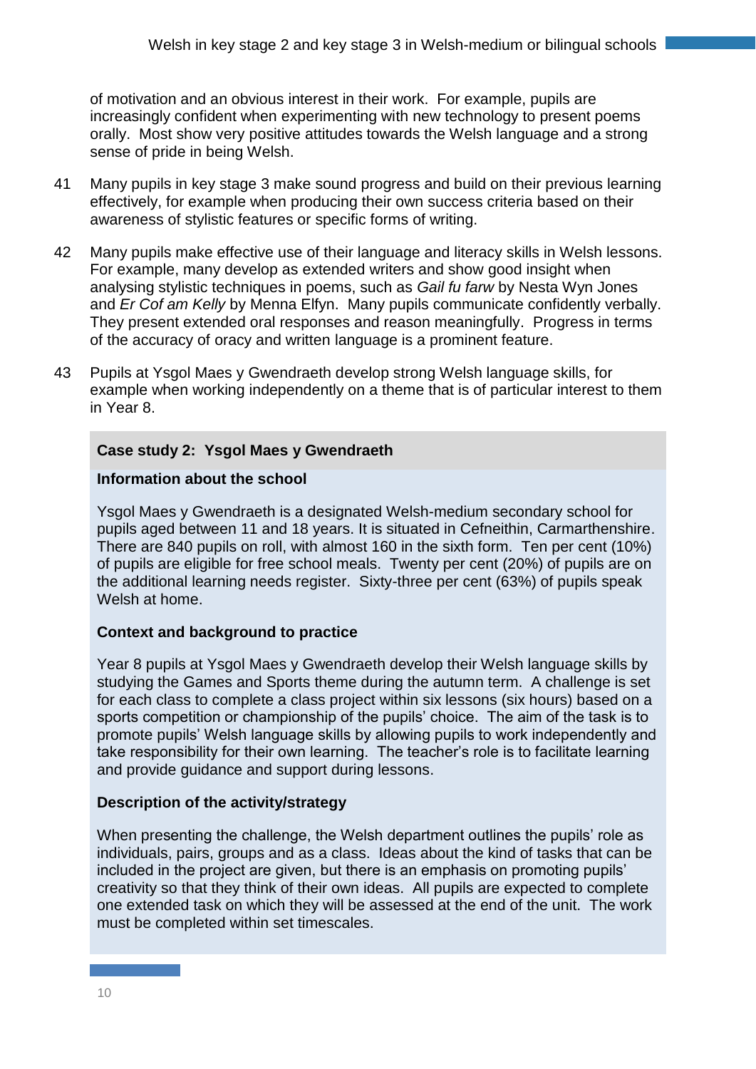of motivation and an obvious interest in their work. For example, pupils are increasingly confident when experimenting with new technology to present poems orally. Most show very positive attitudes towards the Welsh language and a strong sense of pride in being Welsh.

41 Many pupils in key stage 3 make sound progress and build on their previous learning effectively, for example when producing their own success criteria based on their awareness of stylistic features or specific forms of writing.

42 Many pupils make effective use of their language and literacy skills in Welsh lessons. For example, many develop as extended writers and show good insight when analysing stylistic techniques in poems, such as *Gail fu farw* by Nesta Wyn Jones and *Er Cof am Kelly* by Menna Elfyn. Many pupils communicate confidently verbally. They present extended oral responses and reason meaningfully. Progress in terms of the accuracy of oracy and written language is a prominent feature.

43 Pupils at Ysgol Maes y Gwendraeth develop strong Welsh language skills, for example when working independently on a theme that is of particular interest to them in Year 8.

### Case study 2: Ysgol Maes y Gwendraeth

**Information about the school**

Ysgol Maes y Gwendraeth is a designated Welsh-medium secondary school for pupils aged between 11 and 18 years. It is situated in Cefneithin, Carmarthenshire. There are 840 pupils on roll, with almost 160 in the sixth form. Ten per cent (10%) of pupils are eligible for free school meals. Twenty per cent (20%) of pupils are on the additional learning needs register. Sixty-three per cent (63%) of pupils speak Welsh at home.

**Context and background to practice**

Year 8 pupils at Ysgol Maes y Gwendraeth develop their Welsh language skills by studying the Games and Sports theme during the autumn term. A challenge is set for each class to complete a class project within six lessons (six hours) based on a sports competition or championship of the pupils' choice. The aim of the task is to promote pupils' Welsh language skills by allowing pupils to work independently and take responsibility for their own learning. The teacher's role is to facilitate learning and provide guidance and support during lessons.

**Description of the activity/strategy**

When presenting the challenge, the Welsh department outlines the pupils' role as individuals, pairs, groups and as a class. Ideas about the kind of tasks that can be included in the project are given, but there is an emphasis on promoting pupils' creativity so that they think of their own ideas. All pupils are expected to complete one extended task on which they will be assessed at the end of the unit. The work must be completed within set timescales.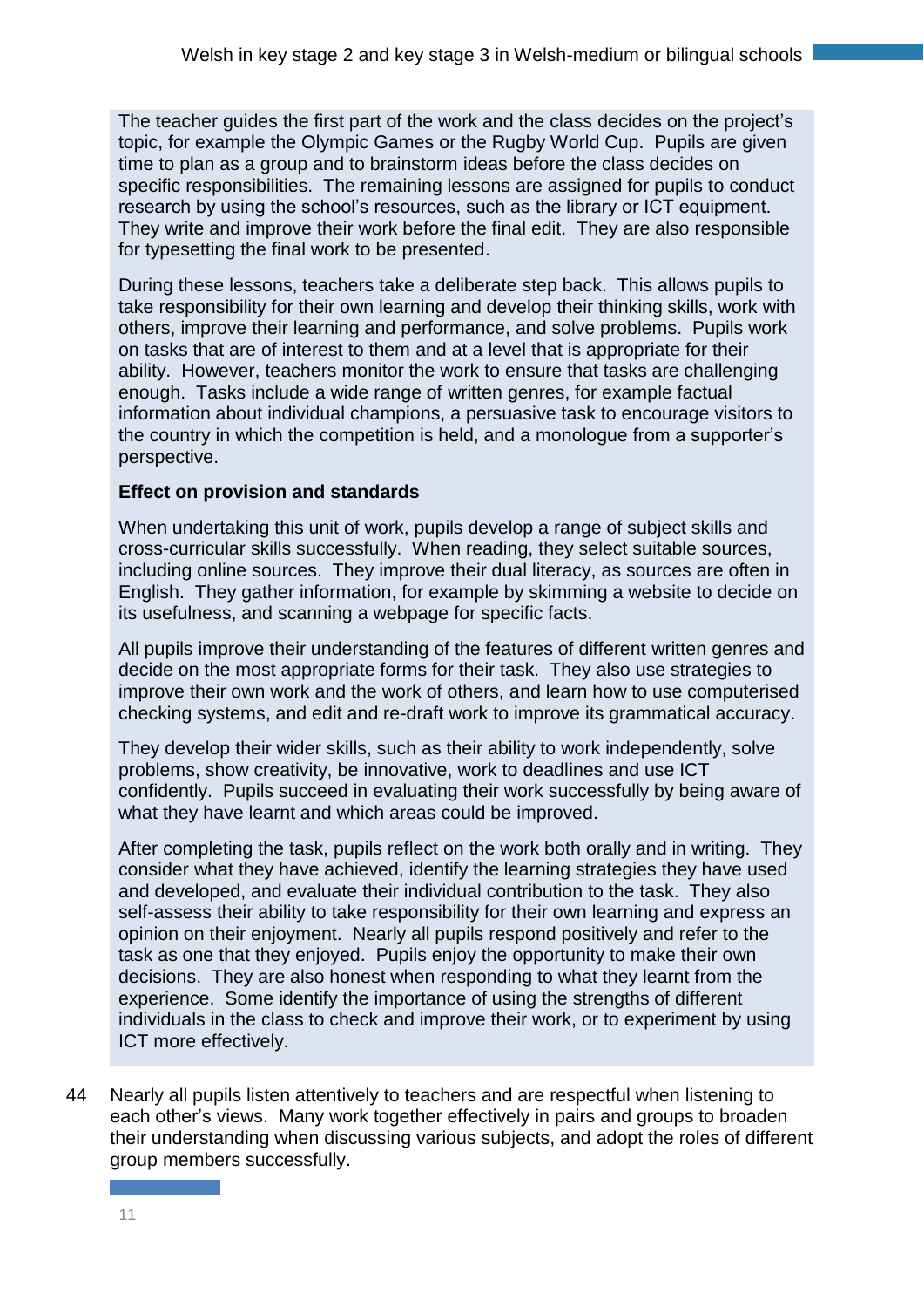The teacher guides the first part of the work and the class decides on the project's topic, for example the Olympic Games or the Rugby World Cup. Pupils are given time to plan as a group and to brainstorm ideas before the class decides on specific responsibilities. The remaining lessons are assigned for pupils to conduct research by using the school's resources, such as the library or ICT equipment. They write and improve their work before the final edit. They are also responsible for typesetting the final work to be presented.

During these lessons, teachers take a deliberate step back. This allows pupils to take responsibility for their own learning and develop their thinking skills, work with others, improve their learning and performance, and solve problems. Pupils work on tasks that are of interest to them and at a level that is appropriate for their ability. However, teachers monitor the work to ensure that tasks are challenging enough. Tasks include a wide range of written genres, for example factual information about individual champions, a persuasive task to encourage visitors to the country in which the competition is held, and a monologue from a supporter's perspective.

**Effect on provision and standards**

When undertaking this unit of work, pupils develop a range of subject skills and cross-curricular skills successfully. When reading, they select suitable sources, including online sources. They improve their dual literacy, as sources are often in English. They gather information, for example by skimming a website to decide on its usefulness, and scanning a webpage for specific facts.

All pupils improve their understanding of the features of different written genres and decide on the most appropriate forms for their task. They also use strategies to improve their own work and the work of others, and learn how to use computerised checking systems, and edit and re-draft work to improve its grammatical accuracy.

They develop their wider skills, such as their ability to work independently, solve problems, show creativity, be innovative, work to deadlines and use ICT confidently. Pupils succeed in evaluating their work successfully by being aware of what they have learnt and which areas could be improved.

After completing the task, pupils reflect on the work both orally and in writing. They consider what they have achieved, identify the learning strategies they have used and developed, and evaluate their individual contribution to the task. They also self-assess their ability to take responsibility for their own learning and express an opinion on their enjoyment. Nearly all pupils respond positively and refer to the task as one that they enjoyed. Pupils enjoy the opportunity to make their own decisions. They are also honest when responding to what they learnt from the experience. Some identify the importance of using the strengths of different individuals in the class to check and improve their work, or to experiment by using ICT more effectively.

44 Nearly all pupils listen attentively to teachers and are respectful when listening to each other's views. Many work together effectively in pairs and groups to broaden their understanding when discussing various subjects, and adopt the roles of different group members successfully.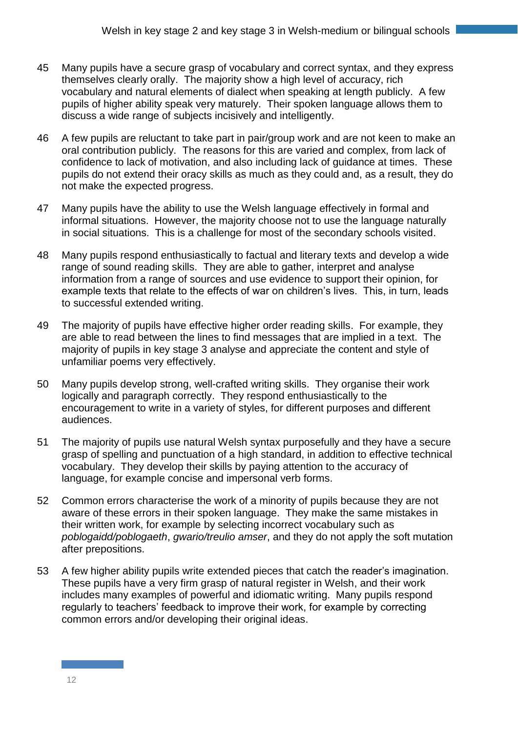45 Many pupils have a secure grasp of vocabulary and correct syntax, and they express themselves clearly orally. The majority show a high level of accuracy, rich vocabulary and natural elements of dialect when speaking at length publicly. A few pupils of higher ability speak very maturely. Their spoken language allows them to discuss a wide range of subjects incisively and intelligently.

46 A few pupils are reluctant to take part in pair/group work and are not keen to make an oral contribution publicly. The reasons for this are varied and complex, from lack of confidence to lack of motivation, and also including lack of guidance at times. These pupils do not extend their oracy skills as much as they could and, as a result, they do not make the expected progress.

47 Many pupils have the ability to use the Welsh language effectively in formal and informal situations. However, the majority choose not to use the language naturally in social situations. This is a challenge for most of the secondary schools visited.

48 Many pupils respond enthusiastically to factual and literary texts and develop a wide range of sound reading skills. They are able to gather, interpret and analyse information from a range of sources and use evidence to support their opinion, for example texts that relate to the effects of war on children's lives. This, in turn, leads to successful extended writing.

49 The majority of pupils have effective higher order reading skills. For example, they are able to read between the lines to find messages that are implied in a text. The majority of pupils in key stage 3 analyse and appreciate the content and style of unfamiliar poems very effectively.

50 Many pupils develop strong, well-crafted writing skills. They organise their work logically and paragraph correctly. They respond enthusiastically to the encouragement to write in a variety of styles, for different purposes and different audiences.

51 The majority of pupils use natural Welsh syntax purposefully and they have a secure grasp of spelling and punctuation of a high standard, in addition to effective technical vocabulary. They develop their skills by paying attention to the accuracy of language, for example concise and impersonal verb forms.

52 Common errors characterise the work of a minority of pupils because they are not aware of these errors in their spoken language. They make the same mistakes in their written work, for example by selecting incorrect vocabulary such as *poblogaidd/poblogaeth*, *gwario/treulio amser*, and they do not apply the soft mutation after prepositions.

53 A few higher ability pupils write extended pieces that catch the reader's imagination. These pupils have a very firm grasp of natural register in Welsh, and their work includes many examples of powerful and idiomatic writing. Many pupils respond regularly to teachers' feedback to improve their work, for example by correcting common errors and/or developing their original ideas.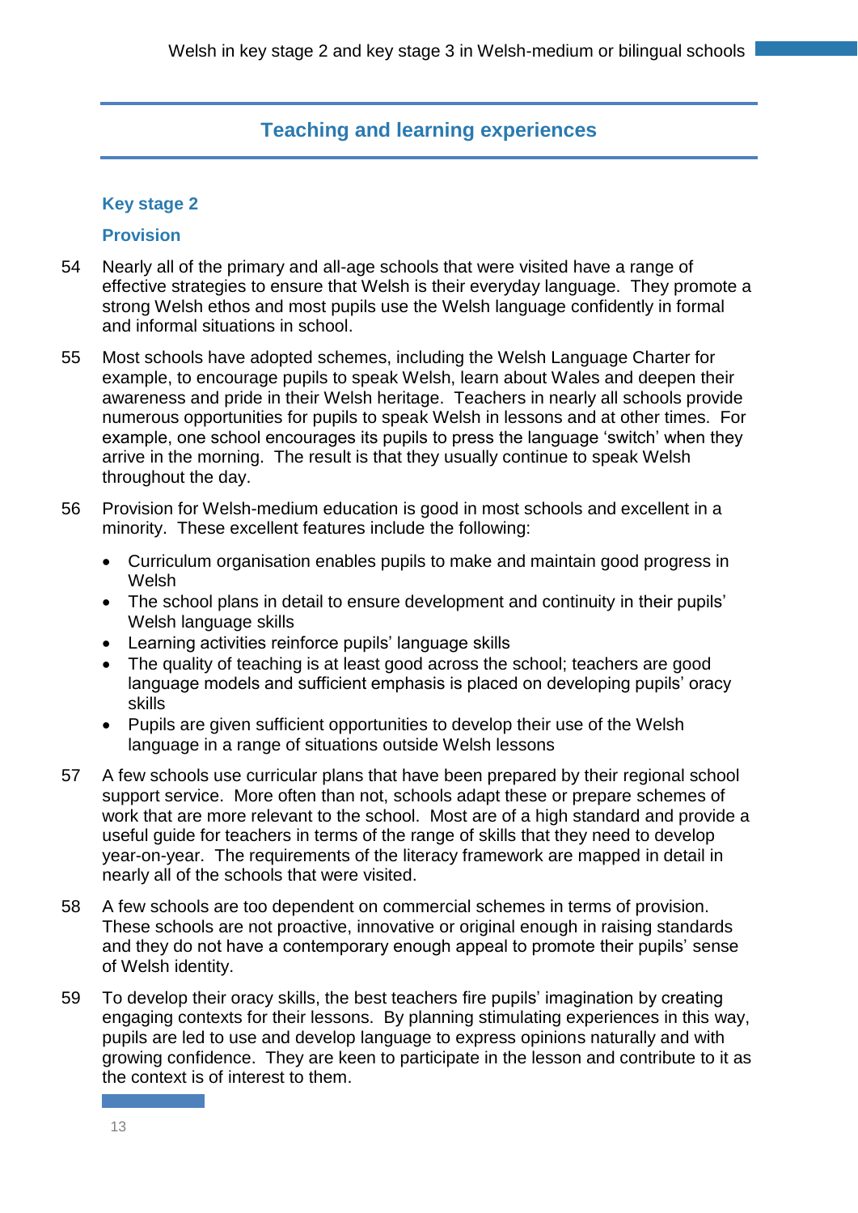## Teaching and learning experiences

### Key stage 2

### Provision

54 Nearly all of the primary and all-age schools that were visited have a range of effective strategies to ensure that Welsh is their everyday language. They promote a strong Welsh ethos and most pupils use the Welsh language confidently in formal and informal situations in school.

55 Most schools have adopted schemes, including the Welsh Language Charter for example, to encourage pupils to speak Welsh, learn about Wales and deepen their awareness and pride in their Welsh heritage. Teachers in nearly all schools provide numerous opportunities for pupils to speak Welsh in lessons and at other times. For example, one school encourages its pupils to press the language 'switch' when they arrive in the morning. The result is that they usually continue to speak Welsh throughout the day.

56 Provision for Welsh-medium education is good in most schools and excellent in a minority. These excellent features include the following:

- Curriculum organisation enables pupils to make and maintain good progress in Welsh
- The school plans in detail to ensure development and continuity in their pupils' Welsh language skills
- Learning activities reinforce pupils' language skills
- The quality of teaching is at least good across the school; teachers are good language models and sufficient emphasis is placed on developing pupils' oracy skills
- Pupils are given sufficient opportunities to develop their use of the Welsh language in a range of situations outside Welsh lessons

57 A few schools use curricular plans that have been prepared by their regional school support service. More often than not, schools adapt these or prepare schemes of work that are more relevant to the school. Most are of a high standard and provide a useful guide for teachers in terms of the range of skills that they need to develop year-on-year. The requirements of the literacy framework are mapped in detail in nearly all of the schools that were visited.

58 A few schools are too dependent on commercial schemes in terms of provision. These schools are not proactive, innovative or original enough in raising standards and they do not have a contemporary enough appeal to promote their pupils' sense of Welsh identity.

59 To develop their oracy skills, the best teachers fire pupils' imagination by creating engaging contexts for their lessons. By planning stimulating experiences in this way, pupils are led to use and develop language to express opinions naturally and with growing confidence. They are keen to participate in the lesson and contribute to it as the context is of interest to them.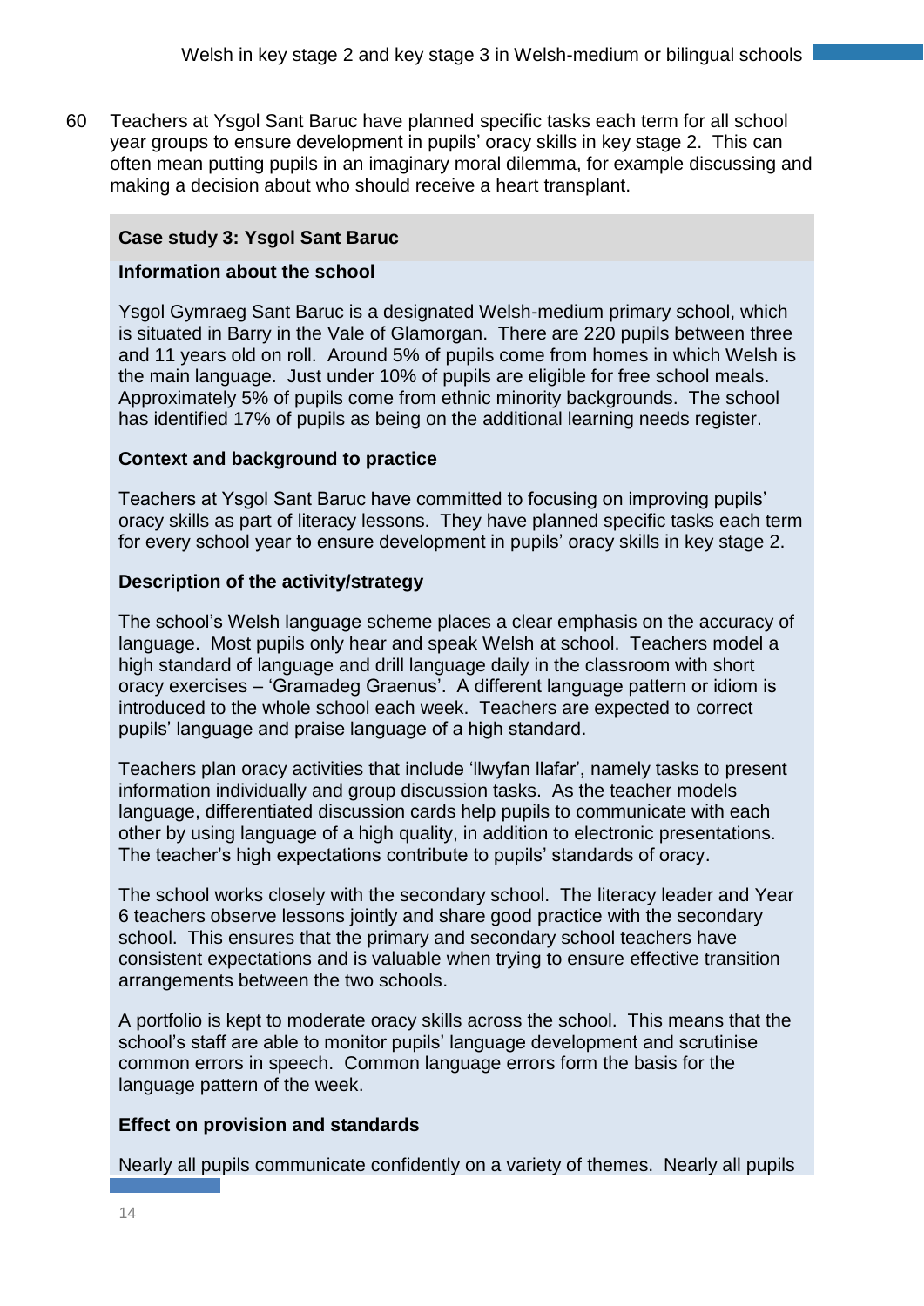60 Teachers at Ysgol Sant Baruc have planned specific tasks each term for all school year groups to ensure development in pupils' oracy skills in key stage 2. This can often mean putting pupils in an imaginary moral dilemma, for example discussing and making a decision about who should receive a heart transplant.

**Case study 3: Ysgol Sant Baruc**

**Information about the school**

Ysgol Gymraeg Sant Baruc is a designated Welsh-medium primary school, which is situated in Barry in the Vale of Glamorgan. There are 220 pupils between three and 11 years old on roll. Around 5% of pupils come from homes in which Welsh is the main language. Just under 10% of pupils are eligible for free school meals. Approximately 5% of pupils come from ethnic minority backgrounds. The school has identified 17% of pupils as being on the additional learning needs register.

**Context and background to practice**

Teachers at Ysgol Sant Baruc have committed to focusing on improving pupils' oracy skills as part of literacy lessons. They have planned specific tasks each term for every school year to ensure development in pupils' oracy skills in key stage 2.

**Description of the activity/strategy**

The school's Welsh language scheme places a clear emphasis on the accuracy of language. Most pupils only hear and speak Welsh at school. Teachers model a high standard of language and drill language daily in the classroom with short oracy exercises – 'Gramadeg Graenus'. A different language pattern or idiom is introduced to the whole school each week. Teachers are expected to correct pupils' language and praise language of a high standard.

Teachers plan oracy activities that include 'llwyfan llafar', namely tasks to present information individually and group discussion tasks. As the teacher models language, differentiated discussion cards help pupils to communicate with each other by using language of a high quality, in addition to electronic presentations. The teacher's high expectations contribute to pupils' standards of oracy.

The school works closely with the secondary school. The literacy leader and Year 6 teachers observe lessons jointly and share good practice with the secondary school. This ensures that the primary and secondary school teachers have consistent expectations and is valuable when trying to ensure effective transition arrangements between the two schools.

A portfolio is kept to moderate oracy skills across the school. This means that the school's staff are able to monitor pupils' language development and scrutinise common errors in speech. Common language errors form the basis for the language pattern of the week.

**Effect on provision and standards**

Nearly all pupils communicate confidently on a variety of themes. Nearly all pupils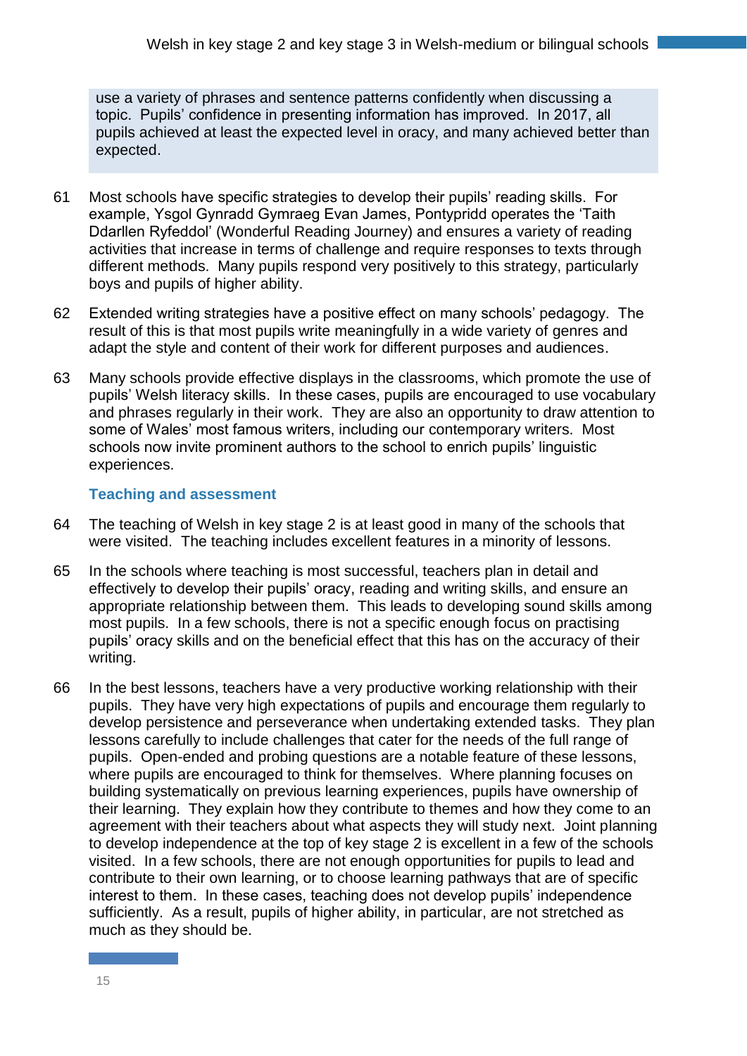use a variety of phrases and sentence patterns confidently when discussing a topic. Pupils' confidence in presenting information has improved. In 2017, all pupils achieved at least the expected level in oracy, and many achieved better than expected.

61 Most schools have specific strategies to develop their pupils' reading skills. For example, Ysgol Gynradd Gymraeg Evan James, Pontypridd operates the 'Taith Ddarllen Ryfeddol' (Wonderful Reading Journey) and ensures a variety of reading activities that increase in terms of challenge and require responses to texts through different methods. Many pupils respond very positively to this strategy, particularly boys and pupils of higher ability.

62 Extended writing strategies have a positive effect on many schools' pedagogy. The result of this is that most pupils write meaningfully in a wide variety of genres and adapt the style and content of their work for different purposes and audiences.

63 Many schools provide effective displays in the classrooms, which promote the use of pupils' Welsh literacy skills. In these cases, pupils are encouraged to use vocabulary and phrases regularly in their work. They are also an opportunity to draw attention to some of Wales' most famous writers, including our contemporary writers. Most schools now invite prominent authors to the school to enrich pupils' linguistic experiences.

### Teaching and assessment

64 The teaching of Welsh in key stage 2 is at least good in many of the schools that were visited. The teaching includes excellent features in a minority of lessons.

65 In the schools where teaching is most successful, teachers plan in detail and effectively to develop their pupils' oracy, reading and writing skills, and ensure an appropriate relationship between them. This leads to developing sound skills among most pupils. In a few schools, there is not a specific enough focus on practising pupils' oracy skills and on the beneficial effect that this has on the accuracy of their writing.

66 In the best lessons, teachers have a very productive working relationship with their pupils. They have very high expectations of pupils and encourage them regularly to develop persistence and perseverance when undertaking extended tasks. They plan lessons carefully to include challenges that cater for the needs of the full range of pupils. Open-ended and probing questions are a notable feature of these lessons, where pupils are encouraged to think for themselves. Where planning focuses on building systematically on previous learning experiences, pupils have ownership of their learning. They explain how they contribute to themes and how they come to an agreement with their teachers about what aspects they will study next. Joint planning to develop independence at the top of key stage 2 is excellent in a few of the schools visited. In a few schools, there are not enough opportunities for pupils to lead and contribute to their own learning, or to choose learning pathways that are of specific interest to them. In these cases, teaching does not develop pupils' independence sufficiently. As a result, pupils of higher ability, in particular, are not stretched as much as they should be.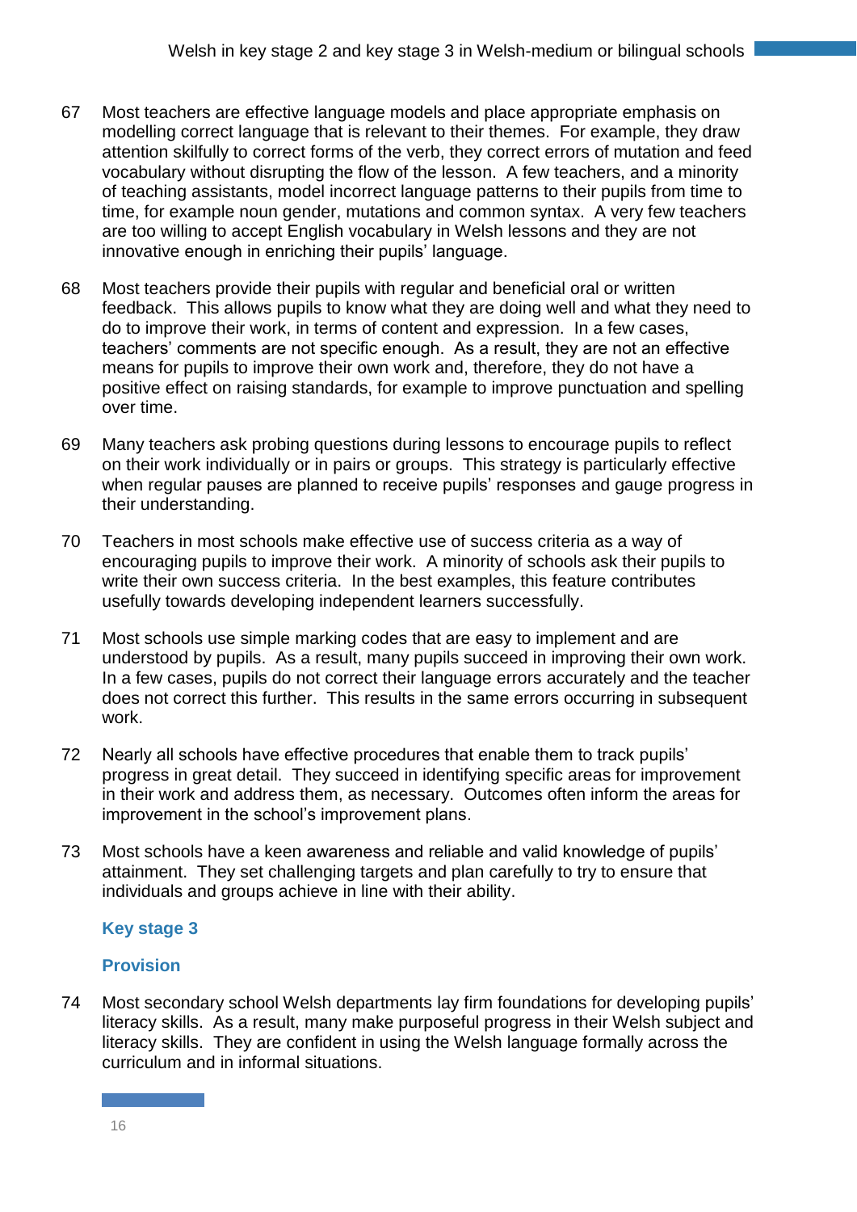67 Most teachers are effective language models and place appropriate emphasis on modelling correct language that is relevant to their themes. For example, they draw attention skilfully to correct forms of the verb, they correct errors of mutation and feed vocabulary without disrupting the flow of the lesson. A few teachers, and a minority of teaching assistants, model incorrect language patterns to their pupils from time to time, for example noun gender, mutations and common syntax. A very few teachers are too willing to accept English vocabulary in Welsh lessons and they are not innovative enough in enriching their pupils' language.

68 Most teachers provide their pupils with regular and beneficial oral or written feedback. This allows pupils to know what they are doing well and what they need to do to improve their work, in terms of content and expression. In a few cases, teachers' comments are not specific enough. As a result, they are not an effective means for pupils to improve their own work and, therefore, they do not have a positive effect on raising standards, for example to improve punctuation and spelling over time.

69 Many teachers ask probing questions during lessons to encourage pupils to reflect on their work individually or in pairs or groups. This strategy is particularly effective when regular pauses are planned to receive pupils' responses and gauge progress in their understanding.

70 Teachers in most schools make effective use of success criteria as a way of encouraging pupils to improve their work. A minority of schools ask their pupils to write their own success criteria. In the best examples, this feature contributes usefully towards developing independent learners successfully.

71 Most schools use simple marking codes that are easy to implement and are understood by pupils. As a result, many pupils succeed in improving their own work. In a few cases, pupils do not correct their language errors accurately and the teacher does not correct this further. This results in the same errors occurring in subsequent work.

72 Nearly all schools have effective procedures that enable them to track pupils' progress in great detail. They succeed in identifying specific areas for improvement in their work and address them, as necessary. Outcomes often inform the areas for improvement in the school's improvement plans.

73 Most schools have a keen awareness and reliable and valid knowledge of pupils' attainment. They set challenging targets and plan carefully to try to ensure that individuals and groups achieve in line with their ability.

## Key stage 3

### Provision

74 Most secondary school Welsh departments lay firm foundations for developing pupils' literacy skills. As a result, many make purposeful progress in their Welsh subject and literacy skills. They are confident in using the Welsh language formally across the curriculum and in informal situations.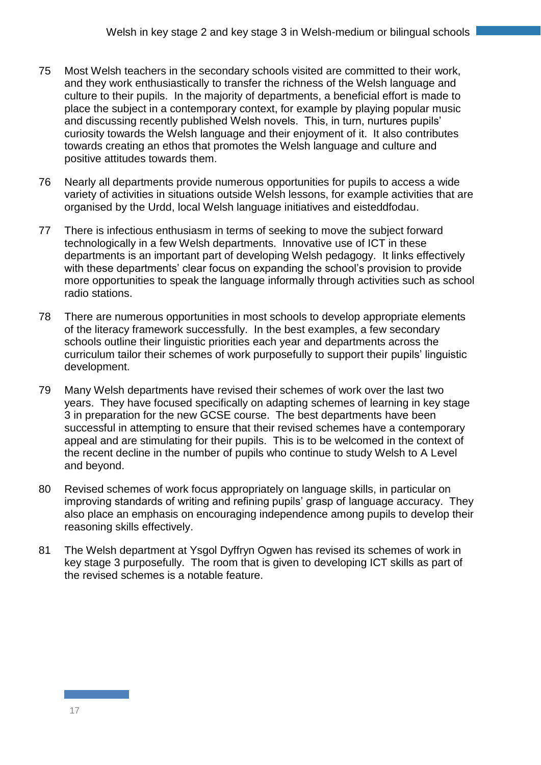75 Most Welsh teachers in the secondary schools visited are committed to their work, and they work enthusiastically to transfer the richness of the Welsh language and culture to their pupils. In the majority of departments, a beneficial effort is made to place the subject in a contemporary context, for example by playing popular music and discussing recently published Welsh novels. This, in turn, nurtures pupils' curiosity towards the Welsh language and their enjoyment of it. It also contributes towards creating an ethos that promotes the Welsh language and culture and positive attitudes towards them.

76 Nearly all departments provide numerous opportunities for pupils to access a wide variety of activities in situations outside Welsh lessons, for example activities that are organised by the Urdd, local Welsh language initiatives and eisteddfodau.

77 There is infectious enthusiasm in terms of seeking to move the subject forward technologically in a few Welsh departments. Innovative use of ICT in these departments is an important part of developing Welsh pedagogy. It links effectively with these departments' clear focus on expanding the school's provision to provide more opportunities to speak the language informally through activities such as school radio stations.

78 There are numerous opportunities in most schools to develop appropriate elements of the literacy framework successfully. In the best examples, a few secondary schools outline their linguistic priorities each year and departments across the curriculum tailor their schemes of work purposefully to support their pupils' linguistic development.

79 Many Welsh departments have revised their schemes of work over the last two years. They have focused specifically on adapting schemes of learning in key stage 3 in preparation for the new GCSE course. The best departments have been successful in attempting to ensure that their revised schemes have a contemporary appeal and are stimulating for their pupils. This is to be welcomed in the context of the recent decline in the number of pupils who continue to study Welsh to A Level and beyond.

80 Revised schemes of work focus appropriately on language skills, in particular on improving standards of writing and refining pupils' grasp of language accuracy. They also place an emphasis on encouraging independence among pupils to develop their reasoning skills effectively.

81 The Welsh department at Ysgol Dyffryn Ogwen has revised its schemes of work in key stage 3 purposefully. The room that is given to developing ICT skills as part of the revised schemes is a notable feature.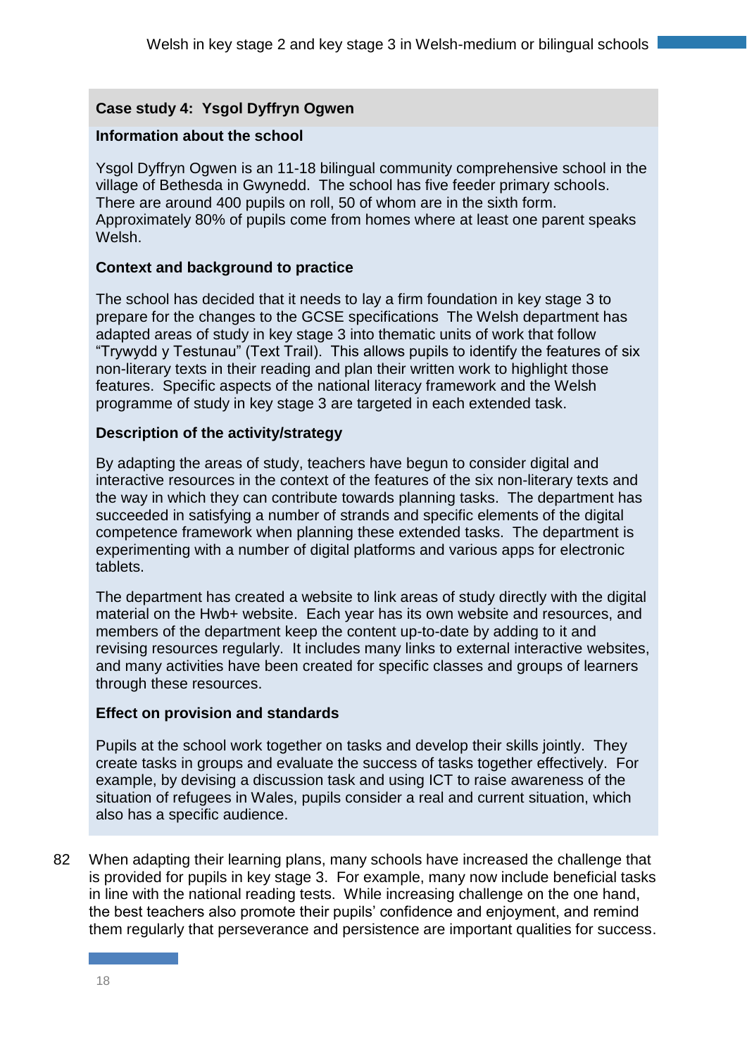**Case study 4: Ysgol Dyffryn Ogwen**

**Information about the school**

Ysgol Dyffryn Ogwen is an 11-18 bilingual community comprehensive school in the village of Bethesda in Gwynedd. The school has five feeder primary schools. There are around 400 pupils on roll, 50 of whom are in the sixth form. Approximately 80% of pupils come from homes where at least one parent speaks Welsh.

**Context and background to practice**

The school has decided that it needs to lay a firm foundation in key stage 3 to prepare for the changes to the GCSE specifications The Welsh department has adapted areas of study in key stage 3 into thematic units of work that follow "Trywydd y Testunau" (Text Trail). This allows pupils to identify the features of six non-literary texts in their reading and plan their written work to highlight those features. Specific aspects of the national literacy framework and the Welsh programme of study in key stage 3 are targeted in each extended task.

**Description of the activity/strategy**

By adapting the areas of study, teachers have begun to consider digital and interactive resources in the context of the features of the six non-literary texts and the way in which they can contribute towards planning tasks. The department has succeeded in satisfying a number of strands and specific elements of the digital competence framework when planning these extended tasks. The department is experimenting with a number of digital platforms and various apps for electronic tablets.

The department has created a website to link areas of study directly with the digital material on the Hwb+ website. Each year has its own website and resources, and members of the department keep the content up-to-date by adding to it and revising resources regularly. It includes many links to external interactive websites, and many activities have been created for specific classes and groups of learners through these resources.

**Effect on provision and standards**

Pupils at the school work together on tasks and develop their skills jointly. They create tasks in groups and evaluate the success of tasks together effectively. For example, by devising a discussion task and using ICT to raise awareness of the situation of refugees in Wales, pupils consider a real and current situation, which also has a specific audience.

82 When adapting their learning plans, many schools have increased the challenge that is provided for pupils in key stage 3. For example, many now include beneficial tasks in line with the national reading tests. While increasing challenge on the one hand, the best teachers also promote their pupils' confidence and enjoyment, and remind them regularly that perseverance and persistence are important qualities for success.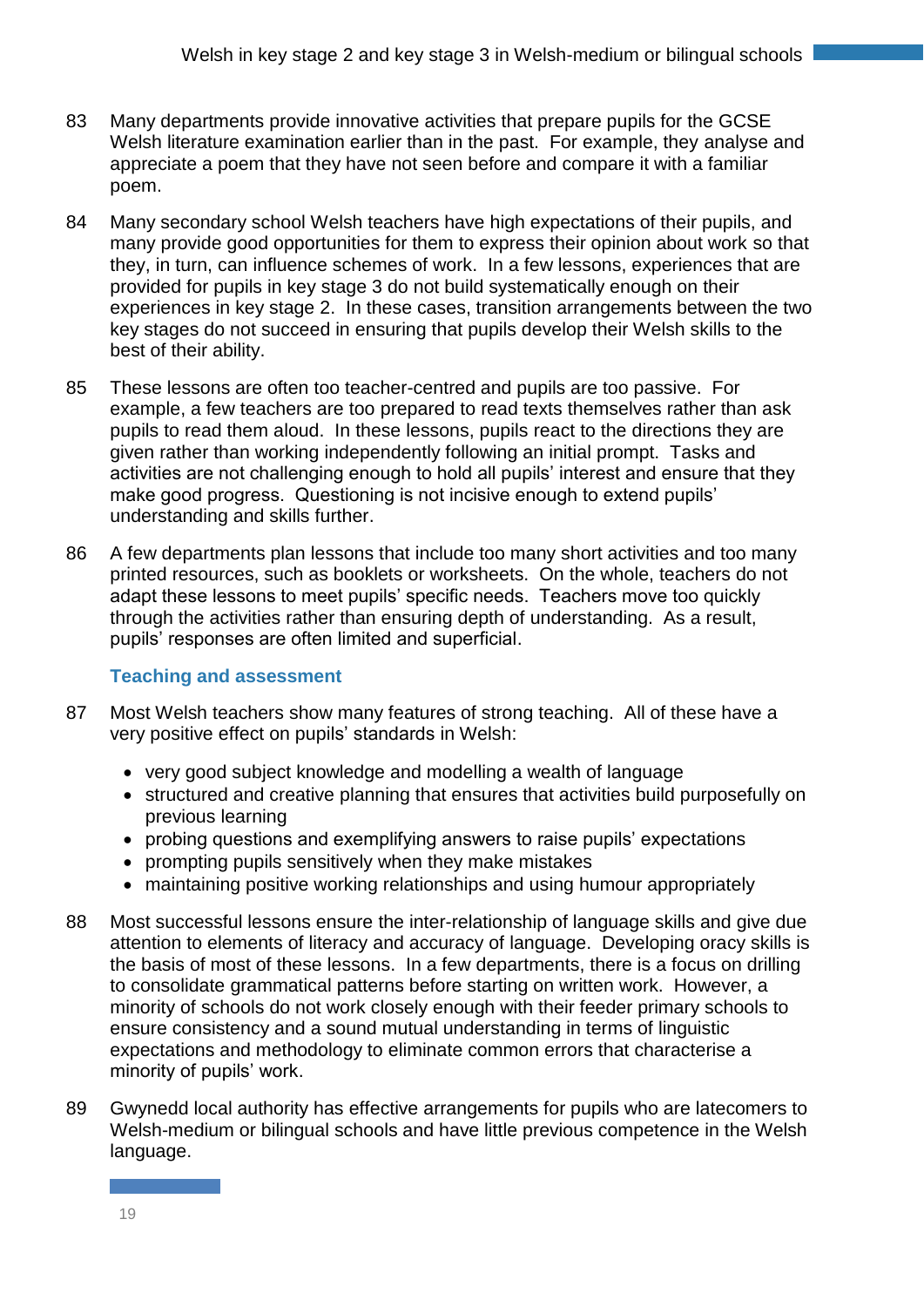83 Many departments provide innovative activities that prepare pupils for the GCSE Welsh literature examination earlier than in the past. For example, they analyse and appreciate a poem that they have not seen before and compare it with a familiar poem.

84 Many secondary school Welsh teachers have high expectations of their pupils, and many provide good opportunities for them to express their opinion about work so that they, in turn, can influence schemes of work. In a few lessons, experiences that are provided for pupils in key stage 3 do not build systematically enough on their experiences in key stage 2. In these cases, transition arrangements between the two key stages do not succeed in ensuring that pupils develop their Welsh skills to the best of their ability.

85 These lessons are often too teacher-centred and pupils are too passive. For example, a few teachers are too prepared to read texts themselves rather than ask pupils to read them aloud. In these lessons, pupils react to the directions they are given rather than working independently following an initial prompt. Tasks and activities are not challenging enough to hold all pupils' interest and ensure that they make good progress. Questioning is not incisive enough to extend pupils' understanding and skills further.

86 A few departments plan lessons that include too many short activities and too many printed resources, such as booklets or worksheets. On the whole, teachers do not adapt these lessons to meet pupils' specific needs. Teachers move too quickly through the activities rather than ensuring depth of understanding. As a result, pupils' responses are often limited and superficial.

### Teaching and assessment

87 Most Welsh teachers show many features of strong teaching. All of these have a very positive effect on pupils' standards in Welsh:

- very good subject knowledge and modelling a wealth of language
- structured and creative planning that ensures that activities build purposefully on previous learning
- probing questions and exemplifying answers to raise pupils' expectations
- prompting pupils sensitively when they make mistakes
- maintaining positive working relationships and using humour appropriately

88 Most successful lessons ensure the inter-relationship of language skills and give due attention to elements of literacy and accuracy of language. Developing oracy skills is the basis of most of these lessons. In a few departments, there is a focus on drilling to consolidate grammatical patterns before starting on written work. However, a minority of schools do not work closely enough with their feeder primary schools to ensure consistency and a sound mutual understanding in terms of linguistic expectations and methodology to eliminate common errors that characterise a minority of pupils' work.

89 Gwynedd local authority has effective arrangements for pupils who are latecomers to Welsh-medium or bilingual schools and have little previous competence in the Welsh language.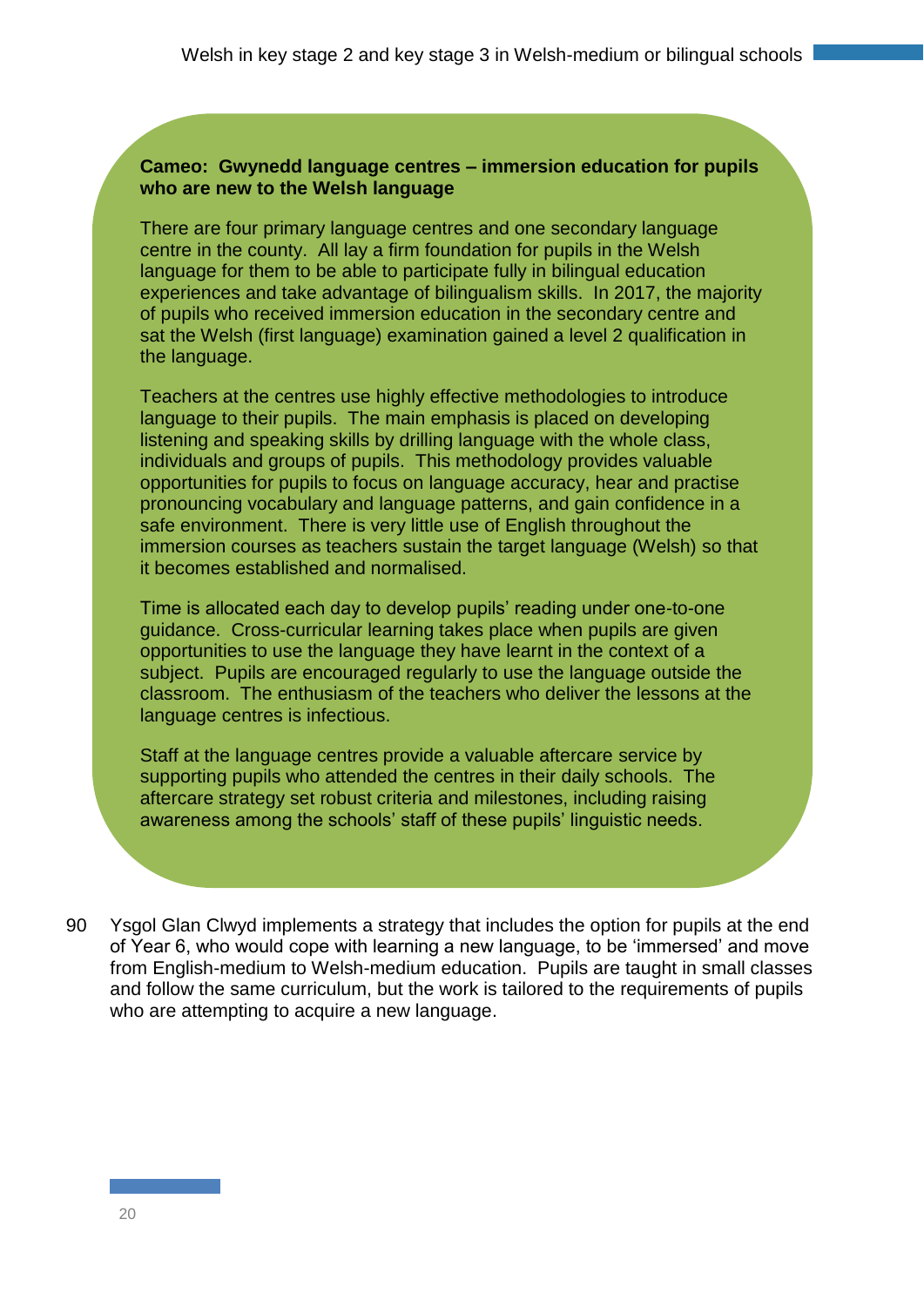**Cameo: Gwynedd language centres – immersion education for pupils who are new to the Welsh language**

There are four primary language centres and one secondary language centre in the county. All lay a firm foundation for pupils in the Welsh language for them to be able to participate fully in bilingual education experiences and take advantage of bilingualism skills. In 2017, the majority of pupils who received immersion education in the secondary centre and sat the Welsh (first language) examination gained a level 2 qualification in the language.

Teachers at the centres use highly effective methodologies to introduce language to their pupils. The main emphasis is placed on developing listening and speaking skills by drilling language with the whole class, individuals and groups of pupils. This methodology provides valuable opportunities for pupils to focus on language accuracy, hear and practise pronouncing vocabulary and language patterns, and gain confidence in a safe environment. There is very little use of English throughout the immersion courses as teachers sustain the target language (Welsh) so that it becomes established and normalised.

Time is allocated each day to develop pupils' reading under one-to-one guidance. Cross-curricular learning takes place when pupils are given opportunities to use the language they have learnt in the context of a subject. Pupils are encouraged regularly to use the language outside the classroom. The enthusiasm of the teachers who deliver the lessons at the language centres is infectious.

Staff at the language centres provide a valuable aftercare service by supporting pupils who attended the centres in their daily schools. The aftercare strategy set robust criteria and milestones, including raising awareness among the schools' staff of these pupils' linguistic needs.

90 Ysgol Glan Clwyd implements a strategy that includes the option for pupils at the end of Year 6, who would cope with learning a new language, to be 'immersed' and move from English-medium to Welsh-medium education. Pupils are taught in small classes and follow the same curriculum, but the work is tailored to the requirements of pupils who are attempting to acquire a new language.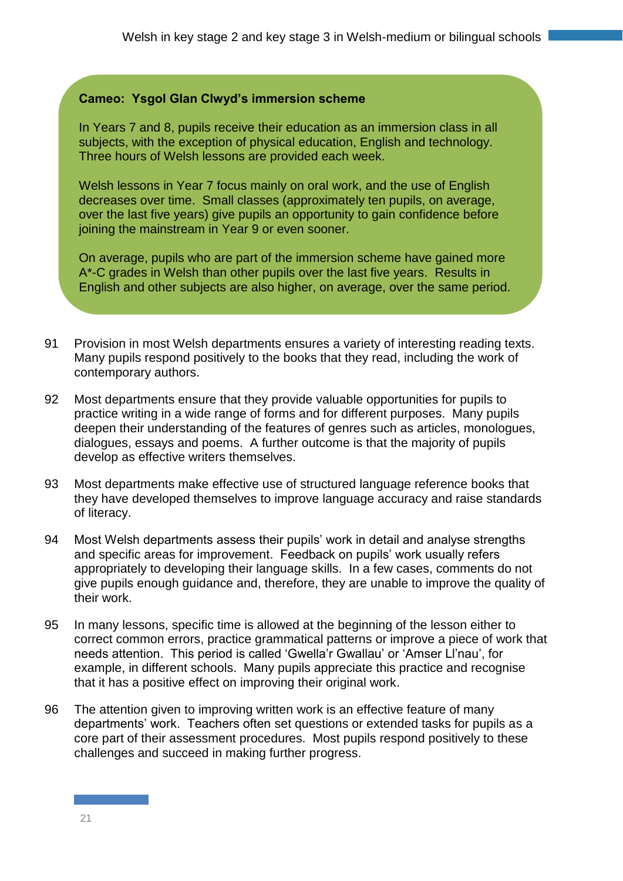**Cameo: Ysgol Glan Clwyd's immersion scheme**

In Years 7 and 8, pupils receive their education as an immersion class in all subjects, with the exception of physical education, English and technology. Three hours of Welsh lessons are provided each week.

Welsh lessons in Year 7 focus mainly on oral work, and the use of English decreases over time. Small classes (approximately ten pupils, on average, over the last five years) give pupils an opportunity to gain confidence before joining the mainstream in Year 9 or even sooner.

On average, pupils who are part of the immersion scheme have gained more A*-C grades in Welsh than other pupils over the last five years. Results in English and other subjects are also higher, on average, over the same period.

91 Provision in most Welsh departments ensures a variety of interesting reading texts. Many pupils respond positively to the books that they read, including the work of contemporary authors.

92 Most departments ensure that they provide valuable opportunities for pupils to practice writing in a wide range of forms and for different purposes. Many pupils deepen their understanding of the features of genres such as articles, monologues, dialogues, essays and poems. A further outcome is that the majority of pupils develop as effective writers themselves.

93 Most departments make effective use of structured language reference books that they have developed themselves to improve language accuracy and raise standards of literacy.

94 Most Welsh departments assess their pupils' work in detail and analyse strengths and specific areas for improvement. Feedback on pupils' work usually refers appropriately to developing their language skills. In a few cases, comments do not give pupils enough guidance and, therefore, they are unable to improve the quality of their work.

95 In many lessons, specific time is allowed at the beginning of the lesson either to correct common errors, practice grammatical patterns or improve a piece of work that needs attention. This period is called 'Gwella'r Gwallau' or 'Amser Ll'nau', for example, in different schools. Many pupils appreciate this practice and recognise that it has a positive effect on improving their original work.

96 The attention given to improving written work is an effective feature of many departments' work. Teachers often set questions or extended tasks for pupils as a core part of their assessment procedures. Most pupils respond positively to these challenges and succeed in making further progress.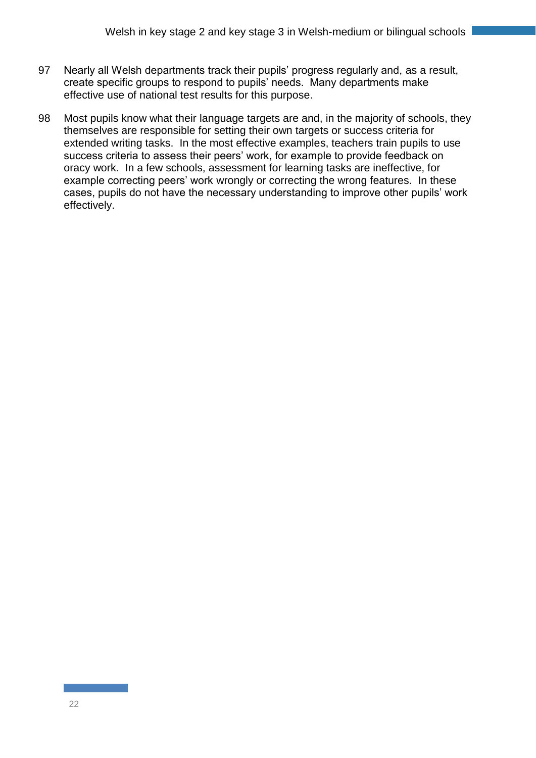97 Nearly all Welsh departments track their pupils' progress regularly and, as a result, create specific groups to respond to pupils' needs. Many departments make effective use of national test results for this purpose.

98 Most pupils know what their language targets are and, in the majority of schools, they themselves are responsible for setting their own targets or success criteria for extended writing tasks. In the most effective examples, teachers train pupils to use success criteria to assess their peers' work, for example to provide feedback on oracy work. In a few schools, assessment for learning tasks are ineffective, for example correcting peers' work wrongly or correcting the wrong features. In these cases, pupils do not have the necessary understanding to improve other pupils' work effectively.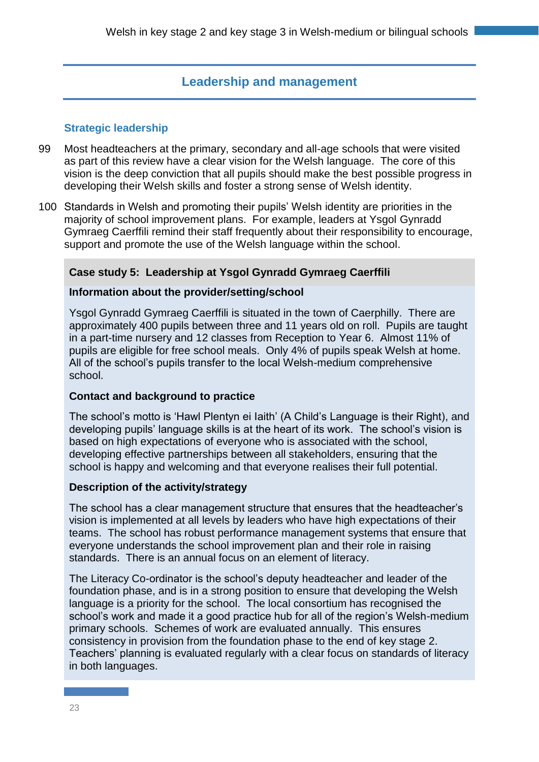## Leadership and management

### Strategic leadership

99 Most headteachers at the primary, secondary and all-age schools that were visited as part of this review have a clear vision for the Welsh language. The core of this vision is the deep conviction that all pupils should make the best possible progress in developing their Welsh skills and foster a strong sense of Welsh identity.

100 Standards in Welsh and promoting their pupils' Welsh identity are priorities in the majority of school improvement plans. For example, leaders at Ysgol Gynradd Gymraeg Caerffili remind their staff frequently about their responsibility to encourage, support and promote the use of the Welsh language within the school.

**Case study 5: Leadership at Ysgol Gynradd Gymraeg Caerffili**

**Information about the provider/setting/school**

Ysgol Gynradd Gymraeg Caerffili is situated in the town of Caerphilly. There are approximately 400 pupils between three and 11 years old on roll. Pupils are taught in a part-time nursery and 12 classes from Reception to Year 6. Almost 11% of pupils are eligible for free school meals. Only 4% of pupils speak Welsh at home. All of the school's pupils transfer to the local Welsh-medium comprehensive school.

**Contact and background to practice**

The school's motto is 'Hawl Plentyn ei Iaith' (A Child's Language is their Right), and developing pupils' language skills is at the heart of its work. The school's vision is based on high expectations of everyone who is associated with the school, developing effective partnerships between all stakeholders, ensuring that the school is happy and welcoming and that everyone realises their full potential.

**Description of the activity/strategy**

The school has a clear management structure that ensures that the headteacher's vision is implemented at all levels by leaders who have high expectations of their teams. The school has robust performance management systems that ensure that everyone understands the school improvement plan and their role in raising standards. There is an annual focus on an element of literacy.

The Literacy Co-ordinator is the school's deputy headteacher and leader of the foundation phase, and is in a strong position to ensure that developing the Welsh language is a priority for the school. The local consortium has recognised the school's work and made it a good practice hub for all of the region's Welsh-medium primary schools. Schemes of work are evaluated annually. This ensures consistency in provision from the foundation phase to the end of key stage 2. Teachers' planning is evaluated regularly with a clear focus on standards of literacy in both languages.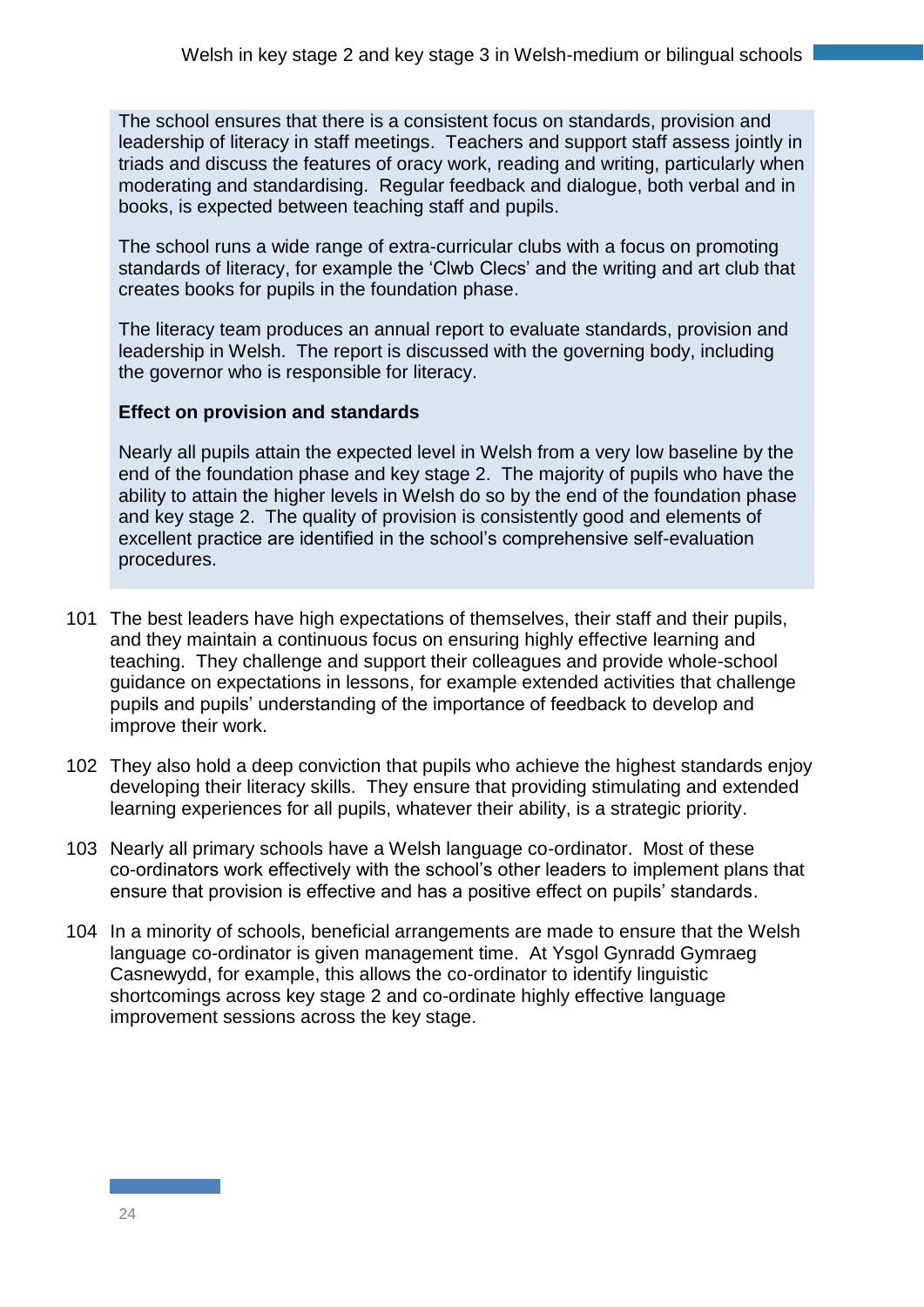The school ensures that there is a consistent focus on standards, provision and leadership of literacy in staff meetings. Teachers and support staff assess jointly in triads and discuss the features of oracy work, reading and writing, particularly when moderating and standardising. Regular feedback and dialogue, both verbal and in books, is expected between teaching staff and pupils.

The school runs a wide range of extra-curricular clubs with a focus on promoting standards of literacy, for example the 'Clwb Clecs' and the writing and art club that creates books for pupils in the foundation phase.

The literacy team produces an annual report to evaluate standards, provision and leadership in Welsh. The report is discussed with the governing body, including the governor who is responsible for literacy.

**Effect on provision and standards**

Nearly all pupils attain the expected level in Welsh from a very low baseline by the end of the foundation phase and key stage 2. The majority of pupils who have the ability to attain the higher levels in Welsh do so by the end of the foundation phase and key stage 2. The quality of provision is consistently good and elements of excellent practice are identified in the school's comprehensive self-evaluation procedures.

101 The best leaders have high expectations of themselves, their staff and their pupils, and they maintain a continuous focus on ensuring highly effective learning and teaching. They challenge and support their colleagues and provide whole-school guidance on expectations in lessons, for example extended activities that challenge pupils and pupils' understanding of the importance of feedback to develop and improve their work.

102 They also hold a deep conviction that pupils who achieve the highest standards enjoy developing their literacy skills. They ensure that providing stimulating and extended learning experiences for all pupils, whatever their ability, is a strategic priority.

103 Nearly all primary schools have a Welsh language co-ordinator. Most of these co-ordinators work effectively with the school's other leaders to implement plans that ensure that provision is effective and has a positive effect on pupils' standards.

104 In a minority of schools, beneficial arrangements are made to ensure that the Welsh language co-ordinator is given management time. At Ysgol Gynradd Gymraeg Casnewydd, for example, this allows the co-ordinator to identify linguistic shortcomings across key stage 2 and co-ordinate highly effective language improvement sessions across the key stage.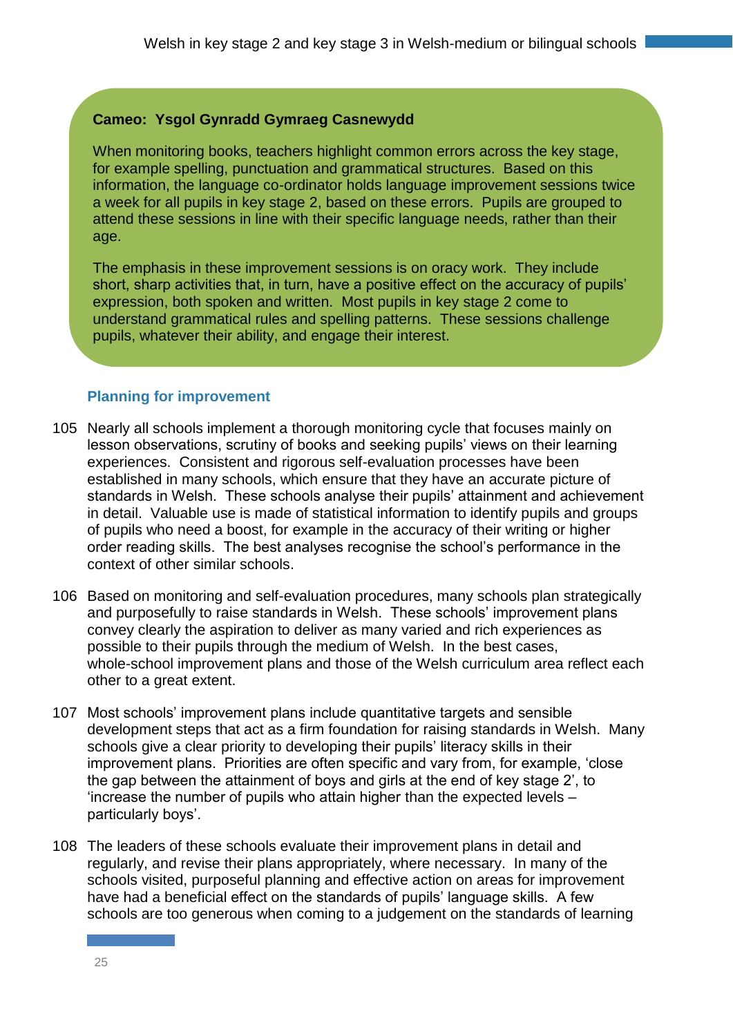**Cameo: Ysgol Gynradd Gymraeg Casnewydd**

When monitoring books, teachers highlight common errors across the key stage, for example spelling, punctuation and grammatical structures. Based on this information, the language co-ordinator holds language improvement sessions twice a week for all pupils in key stage 2, based on these errors. Pupils are grouped to attend these sessions in line with their specific language needs, rather than their age.

The emphasis in these improvement sessions is on oracy work. They include short, sharp activities that, in turn, have a positive effect on the accuracy of pupils' expression, both spoken and written. Most pupils in key stage 2 come to understand grammatical rules and spelling patterns. These sessions challenge pupils, whatever their ability, and engage their interest.

### Planning for improvement

105 Nearly all schools implement a thorough monitoring cycle that focuses mainly on lesson observations, scrutiny of books and seeking pupils' views on their learning experiences. Consistent and rigorous self-evaluation processes have been established in many schools, which ensure that they have an accurate picture of standards in Welsh. These schools analyse their pupils' attainment and achievement in detail. Valuable use is made of statistical information to identify pupils and groups of pupils who need a boost, for example in the accuracy of their writing or higher order reading skills. The best analyses recognise the school's performance in the context of other similar schools.

106 Based on monitoring and self-evaluation procedures, many schools plan strategically and purposefully to raise standards in Welsh. These schools' improvement plans convey clearly the aspiration to deliver as many varied and rich experiences as possible to their pupils through the medium of Welsh. In the best cases, whole-school improvement plans and those of the Welsh curriculum area reflect each other to a great extent.

107 Most schools' improvement plans include quantitative targets and sensible development steps that act as a firm foundation for raising standards in Welsh. Many schools give a clear priority to developing their pupils' literacy skills in their improvement plans. Priorities are often specific and vary from, for example, 'close the gap between the attainment of boys and girls at the end of key stage 2', to 'increase the number of pupils who attain higher than the expected levels – particularly boys'.

108 The leaders of these schools evaluate their improvement plans in detail and regularly, and revise their plans appropriately, where necessary. In many of the schools visited, purposeful planning and effective action on areas for improvement have had a beneficial effect on the standards of pupils' language skills. A few schools are too generous when coming to a judgement on the standards of learning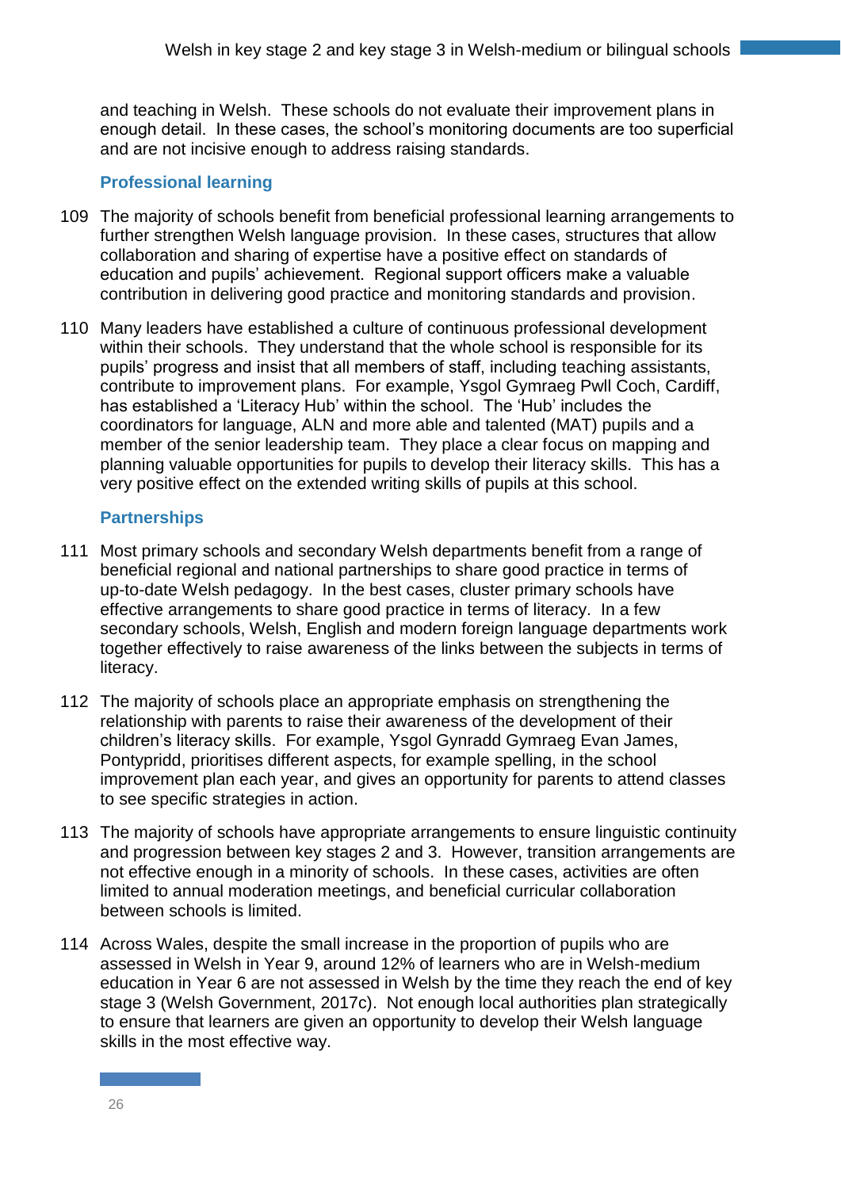and teaching in Welsh. These schools do not evaluate their improvement plans in enough detail. In these cases, the school's monitoring documents are too superficial and are not incisive enough to address raising standards.

### Professional learning

109 The majority of schools benefit from beneficial professional learning arrangements to further strengthen Welsh language provision. In these cases, structures that allow collaboration and sharing of expertise have a positive effect on standards of education and pupils' achievement. Regional support officers make a valuable contribution in delivering good practice and monitoring standards and provision.

110 Many leaders have established a culture of continuous professional development within their schools. They understand that the whole school is responsible for its pupils' progress and insist that all members of staff, including teaching assistants, contribute to improvement plans. For example, Ysgol Gymraeg Pwll Coch, Cardiff, has established a 'Literacy Hub' within the school. The 'Hub' includes the coordinators for language, ALN and more able and talented (MAT) pupils and a member of the senior leadership team. They place a clear focus on mapping and planning valuable opportunities for pupils to develop their literacy skills. This has a very positive effect on the extended writing skills of pupils at this school.

### Partnerships

111 Most primary schools and secondary Welsh departments benefit from a range of beneficial regional and national partnerships to share good practice in terms of up-to-date Welsh pedagogy. In the best cases, cluster primary schools have effective arrangements to share good practice in terms of literacy. In a few secondary schools, Welsh, English and modern foreign language departments work together effectively to raise awareness of the links between the subjects in terms of literacy.

112 The majority of schools place an appropriate emphasis on strengthening the relationship with parents to raise their awareness of the development of their children's literacy skills. For example, Ysgol Gynradd Gymraeg Evan James, Pontypridd, prioritises different aspects, for example spelling, in the school improvement plan each year, and gives an opportunity for parents to attend classes to see specific strategies in action.

113 The majority of schools have appropriate arrangements to ensure linguistic continuity and progression between key stages 2 and 3. However, transition arrangements are not effective enough in a minority of schools. In these cases, activities are often limited to annual moderation meetings, and beneficial curricular collaboration between schools is limited.

114 Across Wales, despite the small increase in the proportion of pupils who are assessed in Welsh in Year 9, around 12% of learners who are in Welsh-medium education in Year 6 are not assessed in Welsh by the time they reach the end of key stage 3 (Welsh Government, 2017c). Not enough local authorities plan strategically to ensure that learners are given an opportunity to develop their Welsh language skills in the most effective way.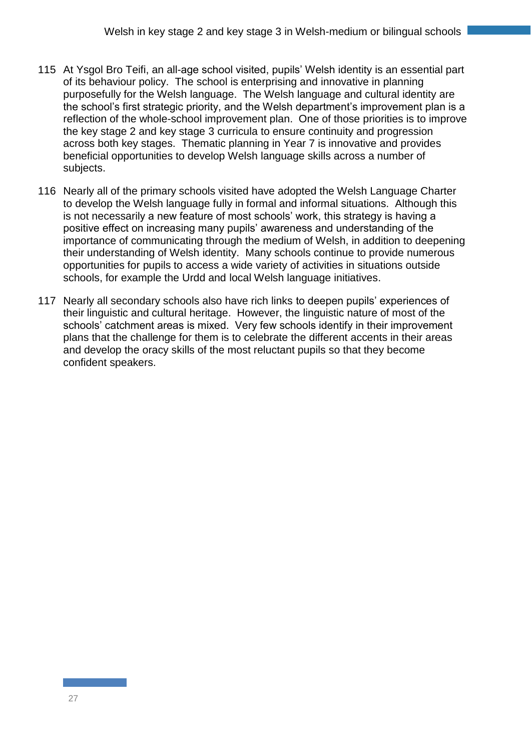115 At Ysgol Bro Teifi, an all-age school visited, pupils' Welsh identity is an essential part of its behaviour policy. The school is enterprising and innovative in planning purposefully for the Welsh language. The Welsh language and cultural identity are the school's first strategic priority, and the Welsh department's improvement plan is a reflection of the whole-school improvement plan. One of those priorities is to improve the key stage 2 and key stage 3 curricula to ensure continuity and progression across both key stages. Thematic planning in Year 7 is innovative and provides beneficial opportunities to develop Welsh language skills across a number of subjects.

116 Nearly all of the primary schools visited have adopted the Welsh Language Charter to develop the Welsh language fully in formal and informal situations. Although this is not necessarily a new feature of most schools' work, this strategy is having a positive effect on increasing many pupils' awareness and understanding of the importance of communicating through the medium of Welsh, in addition to deepening their understanding of Welsh identity. Many schools continue to provide numerous opportunities for pupils to access a wide variety of activities in situations outside schools, for example the Urdd and local Welsh language initiatives.

117 Nearly all secondary schools also have rich links to deepen pupils' experiences of their linguistic and cultural heritage. However, the linguistic nature of most of the schools' catchment areas is mixed. Very few schools identify in their improvement plans that the challenge for them is to celebrate the different accents in their areas and develop the oracy skills of the most reluctant pupils so that they become confident speakers.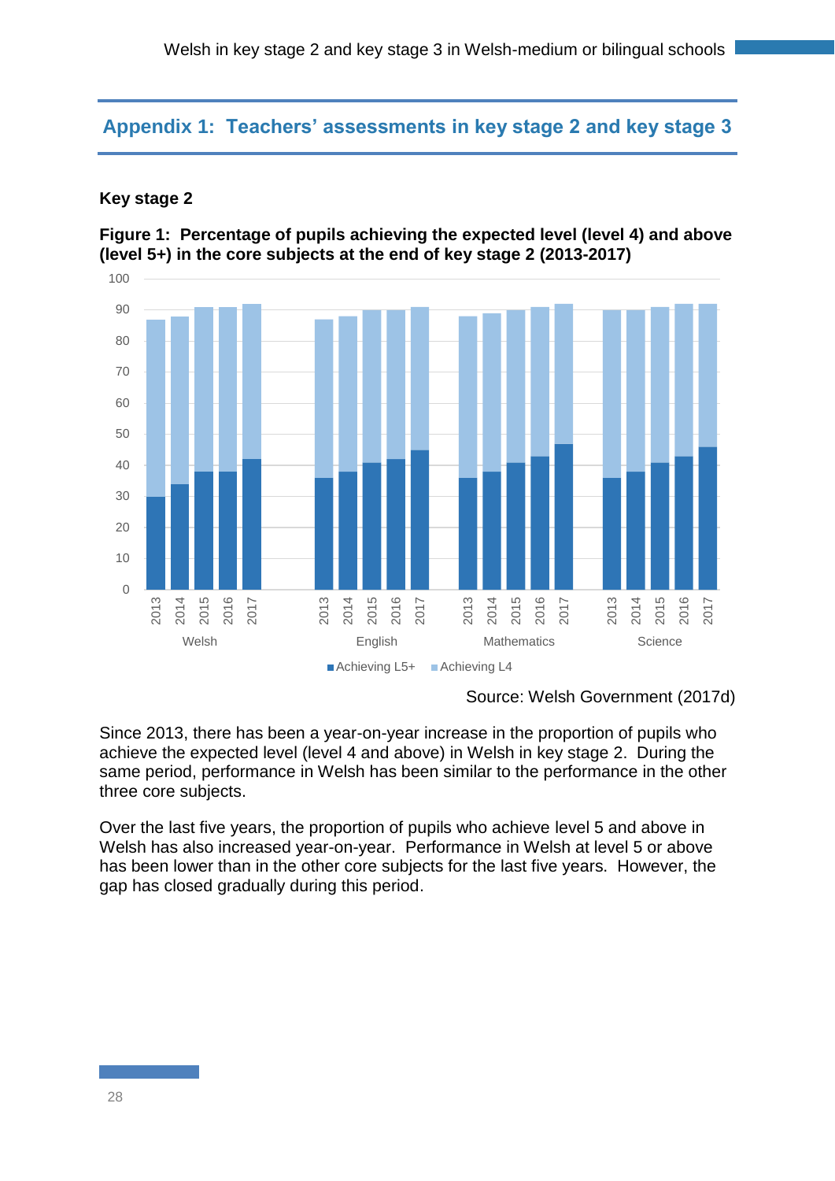## Appendix 1: Teachers' assessments in key stage 2 and key stage 3

### Key stage 2

**Figure 1: Percentage of pupils achieving the expected level (level 4) and above (level 5+) in the core subjects at the end of key stage 2 (2013-2017)**

Source: Welsh Government (2017d)

Since 2013, there has been a year-on-year increase in the proportion of pupils who achieve the expected level (level 4 and above) in Welsh in key stage 2. During the same period, performance in Welsh has been similar to the performance in the other three core subjects.

Over the last five years, the proportion of pupils who achieve level 5 and above in Welsh has also increased year-on-year. Performance in Welsh at level 5 or above has been lower than in the other core subjects for the last five years. However, the gap has closed gradually during this period.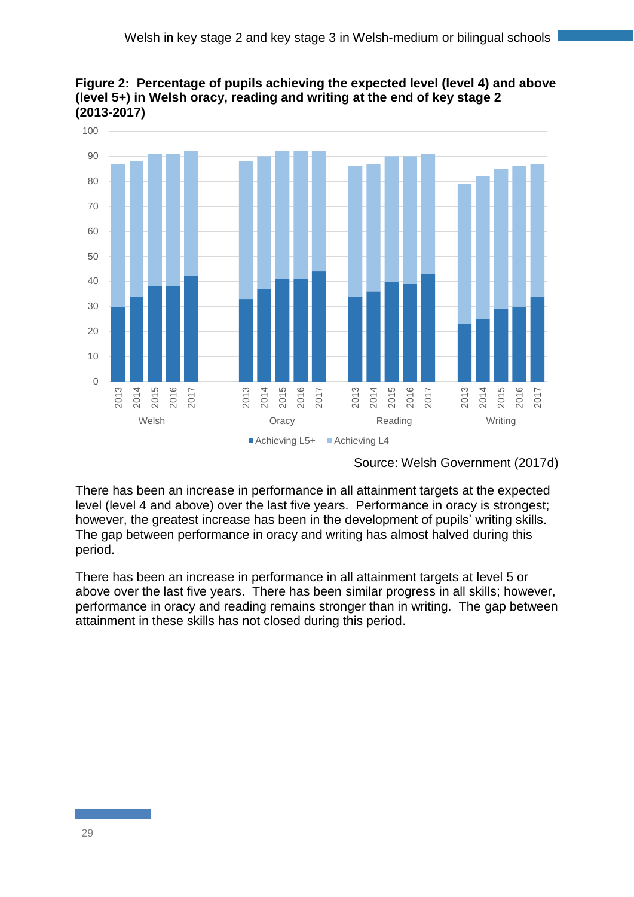**Figure 2: Percentage of pupils achieving the expected level (level 4) and above (level 5+) in Welsh oracy, reading and writing at the end of key stage 2 (2013-2017)**

Source: Welsh Government (2017d)

There has been an increase in performance in all attainment targets at the expected level (level 4 and above) over the last five years. Performance in oracy is strongest; however, the greatest increase has been in the development of pupils' writing skills. The gap between performance in oracy and writing has almost halved during this period.

There has been an increase in performance in all attainment targets at level 5 or above over the last five years. There has been similar progress in all skills; however, performance in oracy and reading remains stronger than in writing. The gap between attainment in these skills has not closed during this period.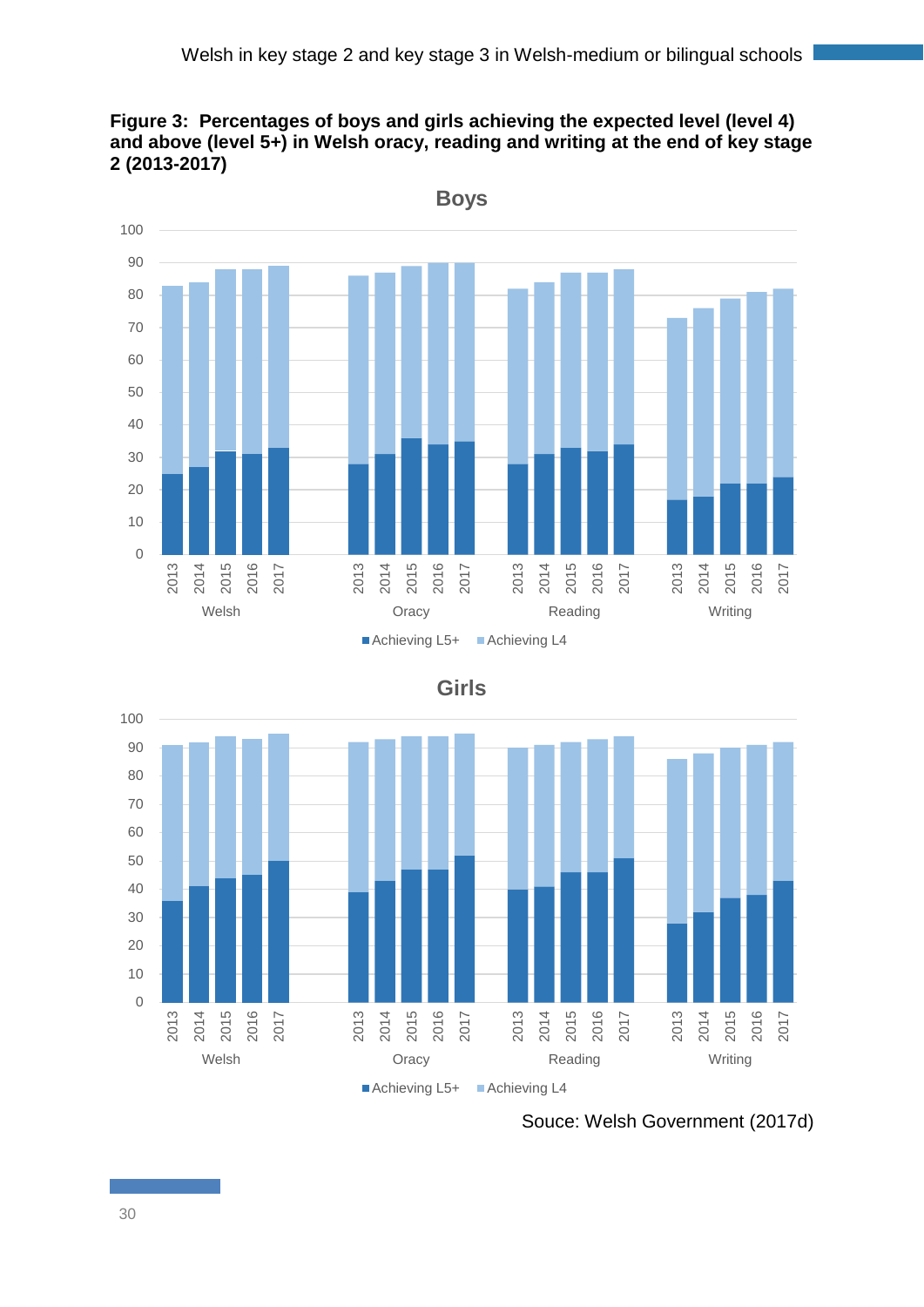**Figure 3: Percentages of boys and girls achieving the expected level (level 4) and above (level 5+) in Welsh oracy, reading and writing at the end of key stage 2 (2013-2017)**

Souce: Welsh Government (2017d)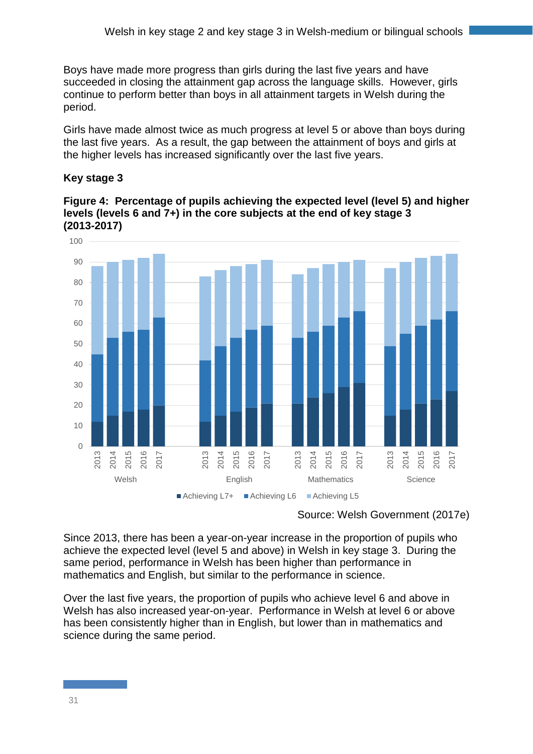Boys have made more progress than girls during the last five years and have succeeded in closing the attainment gap across the language skills. However, girls continue to perform better than boys in all attainment targets in Welsh during the period.

Girls have made almost twice as much progress at level 5 or above than boys during the last five years. As a result, the gap between the attainment of boys and girls at the higher levels has increased significantly over the last five years.

### Key stage 3

**Figure 4: Percentage of pupils achieving the expected level (level 5) and higher levels (levels 6 and 7+) in the core subjects at the end of key stage 3 (2013-2017)**

Source: Welsh Government (2017e)

Since 2013, there has been a year-on-year increase in the proportion of pupils who achieve the expected level (level 5 and above) in Welsh in key stage 3. During the same period, performance in Welsh has been higher than performance in mathematics and English, but similar to the performance in science.

Over the last five years, the proportion of pupils who achieve level 6 and above in Welsh has also increased year-on-year. Performance in Welsh at level 6 or above has been consistently higher than in English, but lower than in mathematics and science during the same period.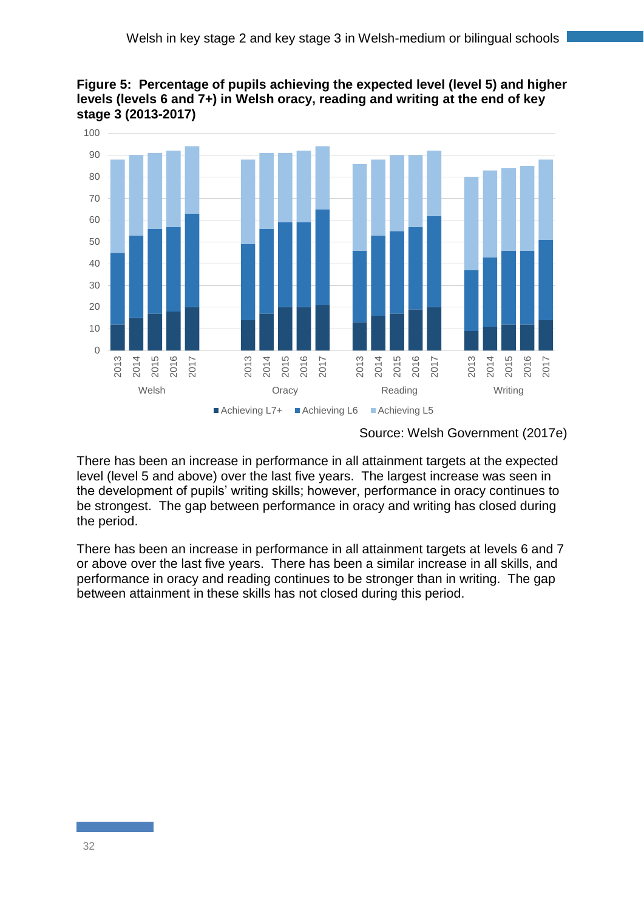**Figure 5: Percentage of pupils achieving the expected level (level 5) and higher levels (levels 6 and 7+) in Welsh oracy, reading and writing at the end of key stage 3 (2013-2017)**

Source: Welsh Government (2017e)

There has been an increase in performance in all attainment targets at the expected level (level 5 and above) over the last five years. The largest increase was seen in the development of pupils' writing skills; however, performance in oracy continues to be strongest. The gap between performance in oracy and writing has closed during the period.

There has been an increase in performance in all attainment targets at levels 6 and 7 or above over the last five years. There has been a similar increase in all skills, and performance in oracy and reading continues to be stronger than in writing. The gap between attainment in these skills has not closed during this period.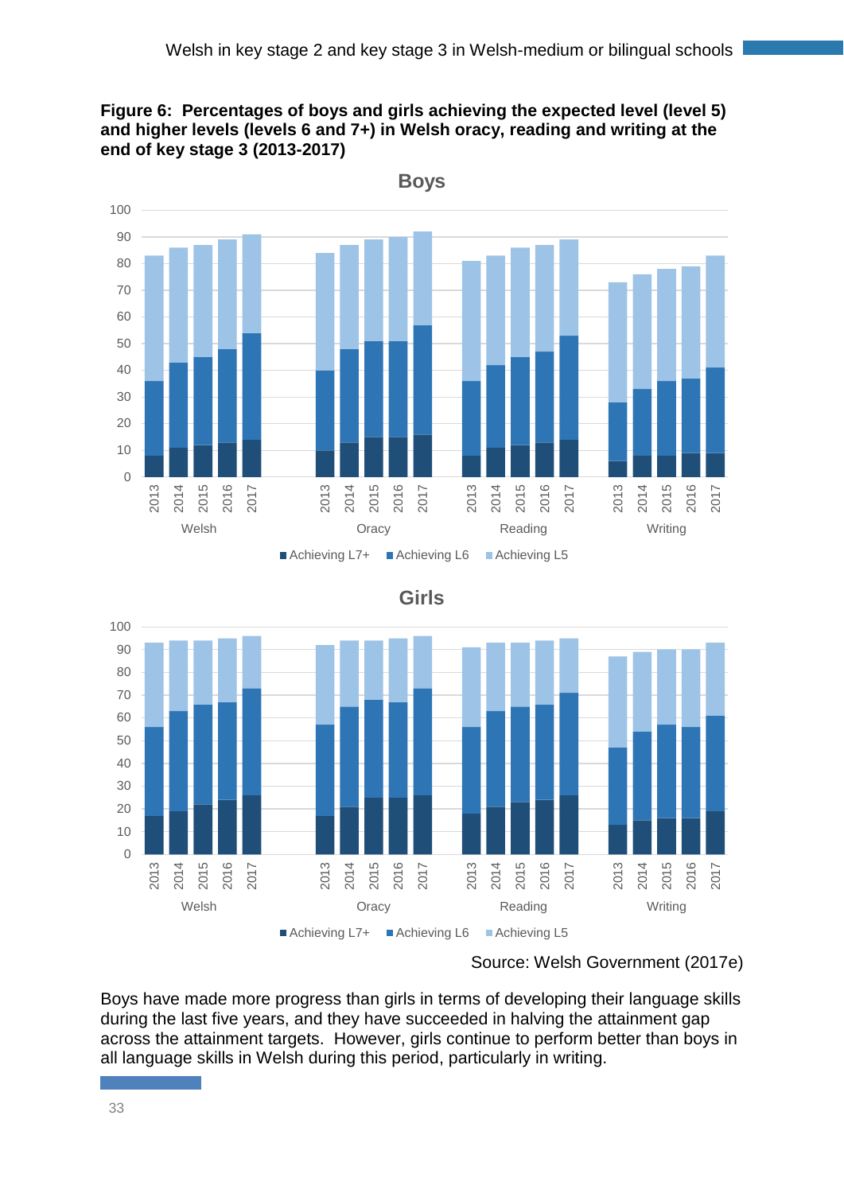**Figure 6: Percentages of boys and girls achieving the expected level (level 5) and higher levels (levels 6 and 7+) in Welsh oracy, reading and writing at the end of key stage 3 (2013-2017)**

Source: Welsh Government (2017e)

Boys have made more progress than girls in terms of developing their language skills during the last five years, and they have succeeded in halving the attainment gap across the attainment targets. However, girls continue to perform better than boys in all language skills in Welsh during this period, particularly in writing.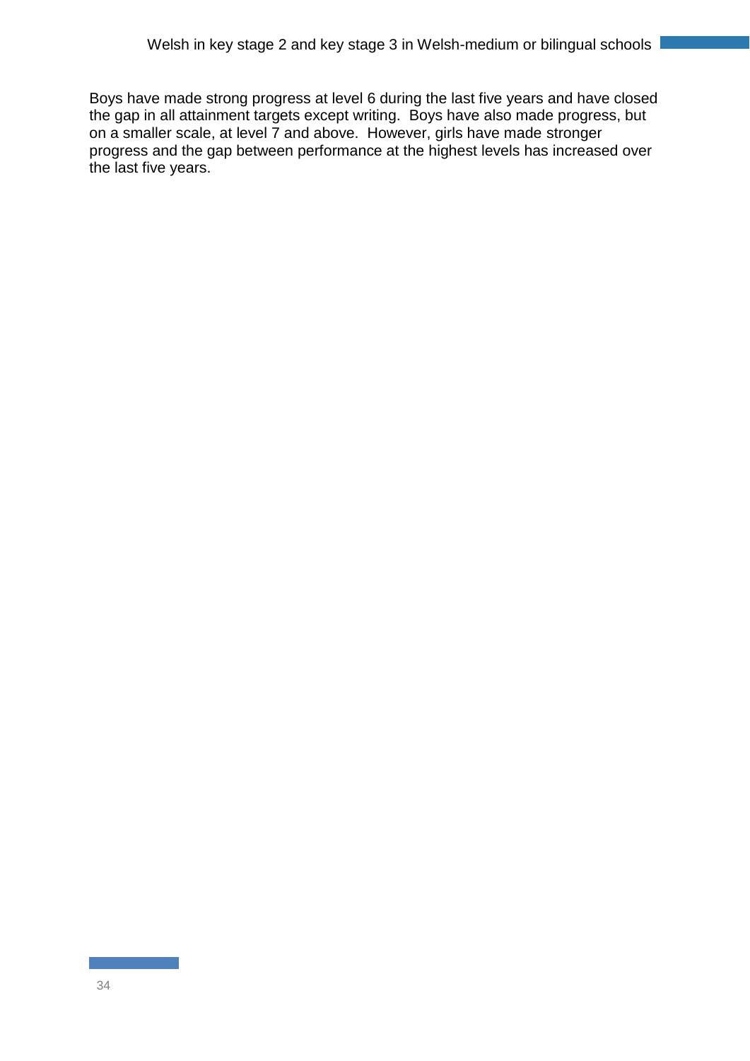Boys have made strong progress at level 6 during the last five years and have closed the gap in all attainment targets except writing. Boys have also made progress, but on a smaller scale, at level 7 and above. However, girls have made stronger progress and the gap between performance at the highest levels has increased over the last five years.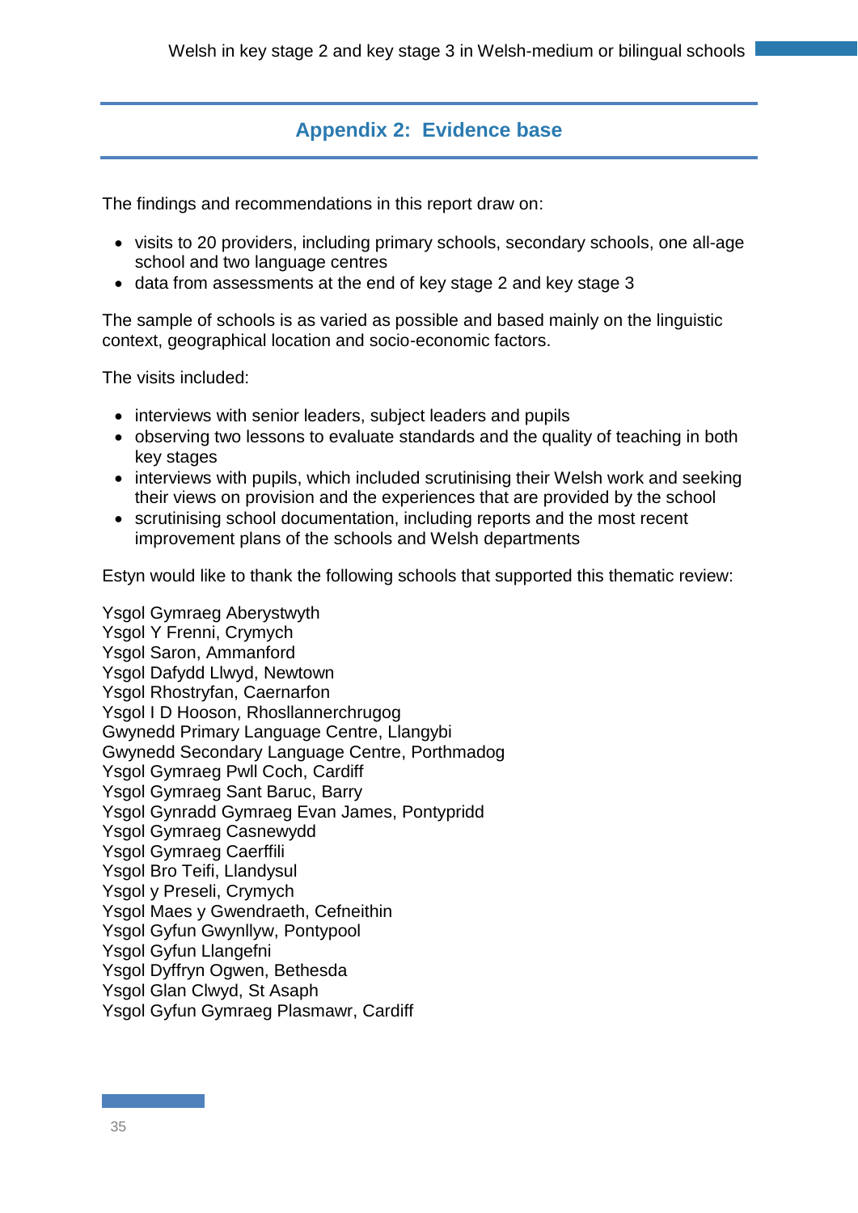## Appendix 2: Evidence base

The findings and recommendations in this report draw on:

- visits to 20 providers, including primary schools, secondary schools, one all-age school and two language centres
- data from assessments at the end of key stage 2 and key stage 3

The sample of schools is as varied as possible and based mainly on the linguistic context, geographical location and socio-economic factors.

The visits included:

- interviews with senior leaders, subject leaders and pupils
- observing two lessons to evaluate standards and the quality of teaching in both key stages
- interviews with pupils, which included scrutinising their Welsh work and seeking their views on provision and the experiences that are provided by the school
- scrutinising school documentation, including reports and the most recent improvement plans of the schools and Welsh departments

Estyn would like to thank the following schools that supported this thematic review:

Ysgol Gymraeg Aberystwyth
Ysgol Y Frenni, Crymych
Ysgol Saron, Ammanford
Ysgol Dafydd Llwyd, Newtown
Ysgol Rhostryfan, Caernarfon
Ysgol I D Hooson, Rhosllannerchrugog
Gwynedd Primary Language Centre, Llangybi
Gwynedd Secondary Language Centre, Porthmadog
Ysgol Gymraeg Pwll Coch, Cardiff
Ysgol Gymraeg Sant Baruc, Barry
Ysgol Gynradd Gymraeg Evan James, Pontypridd
Ysgol Gymraeg Casnewydd
Ysgol Gymraeg Caerffili
Ysgol Bro Teifi, Llandysul
Ysgol y Preseli, Crymych
Ysgol Maes y Gwendraeth, Cefneithin
Ysgol Gyfun Gwynllyw, Pontypool
Ysgol Gyfun Llangefni
Ysgol Dyffryn Ogwen, Bethesda
Ysgol Glan Clwyd, St Asaph
Ysgol Gyfun Gymraeg Plasmawr, Cardiff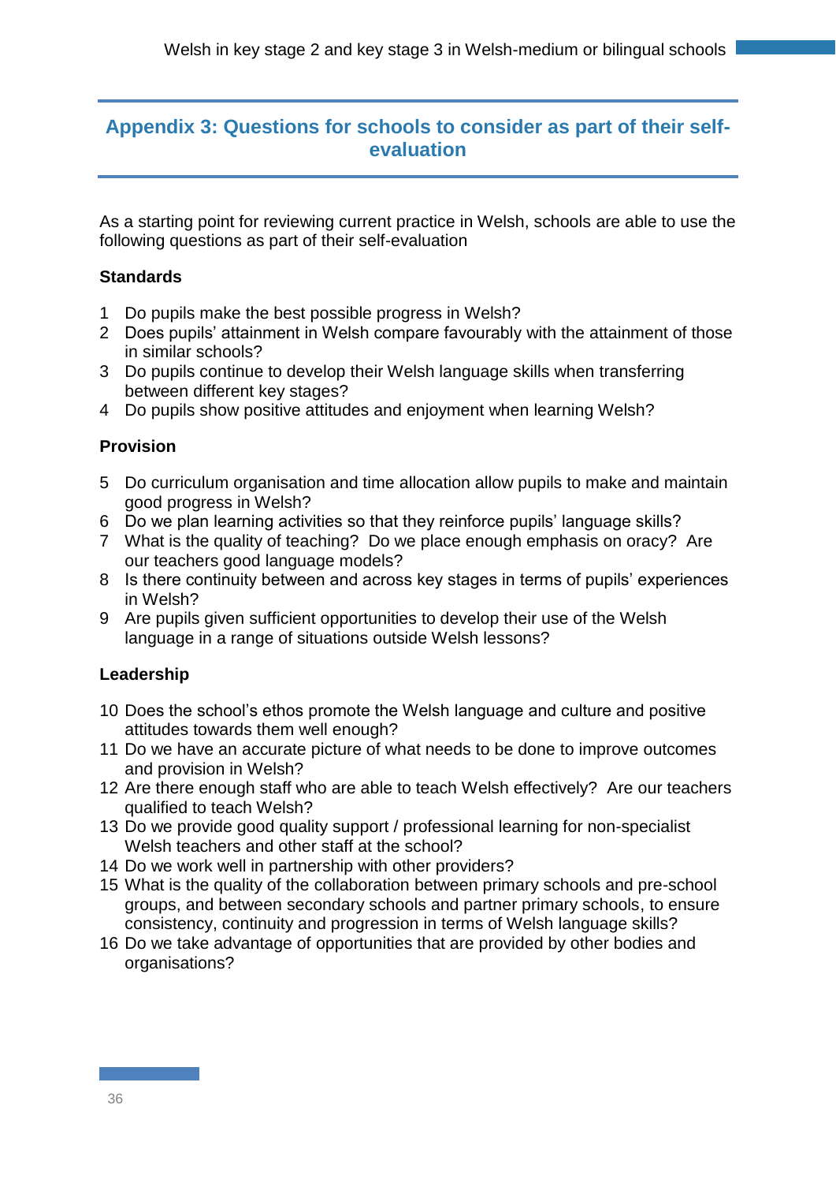## Appendix 3: Questions for schools to consider as part of their self-evaluation

As a starting point for reviewing current practice in Welsh, schools are able to use the following questions as part of their self-evaluation

**Standards**

1. Do pupils make the best possible progress in Welsh?
2. Does pupils' attainment in Welsh compare favourably with the attainment of those in similar schools?
3. Do pupils continue to develop their Welsh language skills when transferring between different key stages?
4. Do pupils show positive attitudes and enjoyment when learning Welsh?

**Provision**

5. Do curriculum organisation and time allocation allow pupils to make and maintain good progress in Welsh?
6. Do we plan learning activities so that they reinforce pupils' language skills?
7. What is the quality of teaching? Do we place enough emphasis on oracy? Are our teachers good language models?
8. Is there continuity between and across key stages in terms of pupils' experiences in Welsh?
9. Are pupils given sufficient opportunities to develop their use of the Welsh language in a range of situations outside Welsh lessons?

**Leadership**

10. Does the school's ethos promote the Welsh language and culture and positive attitudes towards them well enough?
11. Do we have an accurate picture of what needs to be done to improve outcomes and provision in Welsh?
12. Are there enough staff who are able to teach Welsh effectively? Are our teachers qualified to teach Welsh?
13. Do we provide good quality support / professional learning for non-specialist Welsh teachers and other staff at the school?
14. Do we work well in partnership with other providers?
15. What is the quality of the collaboration between primary schools and pre-school groups, and between secondary schools and partner primary schools, to ensure consistency, continuity and progression in terms of Welsh language skills?
16. Do we take advantage of opportunities that are provided by other bodies and organisations?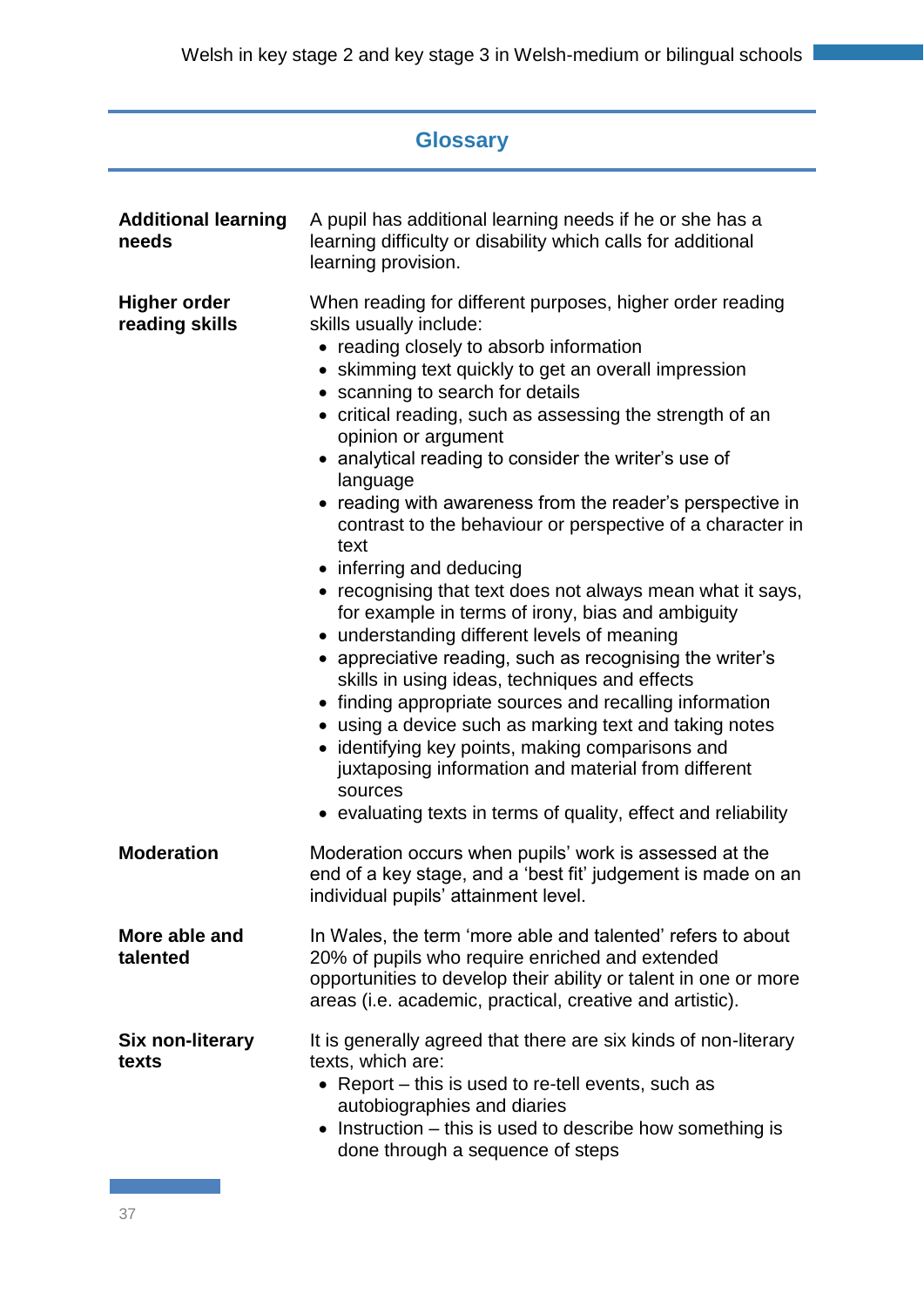## Glossary

**Additional learning needs**

A pupil has additional learning needs if he or she has a learning difficulty or disability which calls for additional learning provision.

**Higher order reading skills**

When reading for different purposes, higher order reading skills usually include:

- reading closely to absorb information
- skimming text quickly to get an overall impression
- scanning to search for details
- critical reading, such as assessing the strength of an opinion or argument
- analytical reading to consider the writer's use of language
- reading with awareness from the reader's perspective in contrast to the behaviour or perspective of a character in text
- inferring and deducing
- recognising that text does not always mean what it says, for example in terms of irony, bias and ambiguity
- understanding different levels of meaning
- appreciative reading, such as recognising the writer's skills in using ideas, techniques and effects
- finding appropriate sources and recalling information
- using a device such as marking text and taking notes
- identifying key points, making comparisons and juxtaposing information and material from different sources
- evaluating texts in terms of quality, effect and reliability

**Moderation**

Moderation occurs when pupils' work is assessed at the end of a key stage, and a 'best fit' judgement is made on an individual pupils' attainment level.

**More able and talented**

In Wales, the term 'more able and talented' refers to about 20% of pupils who require enriched and extended opportunities to develop their ability or talent in one or more areas (i.e. academic, practical, creative and artistic).

**Six non-literary texts**

It is generally agreed that there are six kinds of non-literary texts, which are:

- Report – this is used to re-tell events, such as autobiographies and diaries
- Instruction – this is used to describe how something is done through a sequence of steps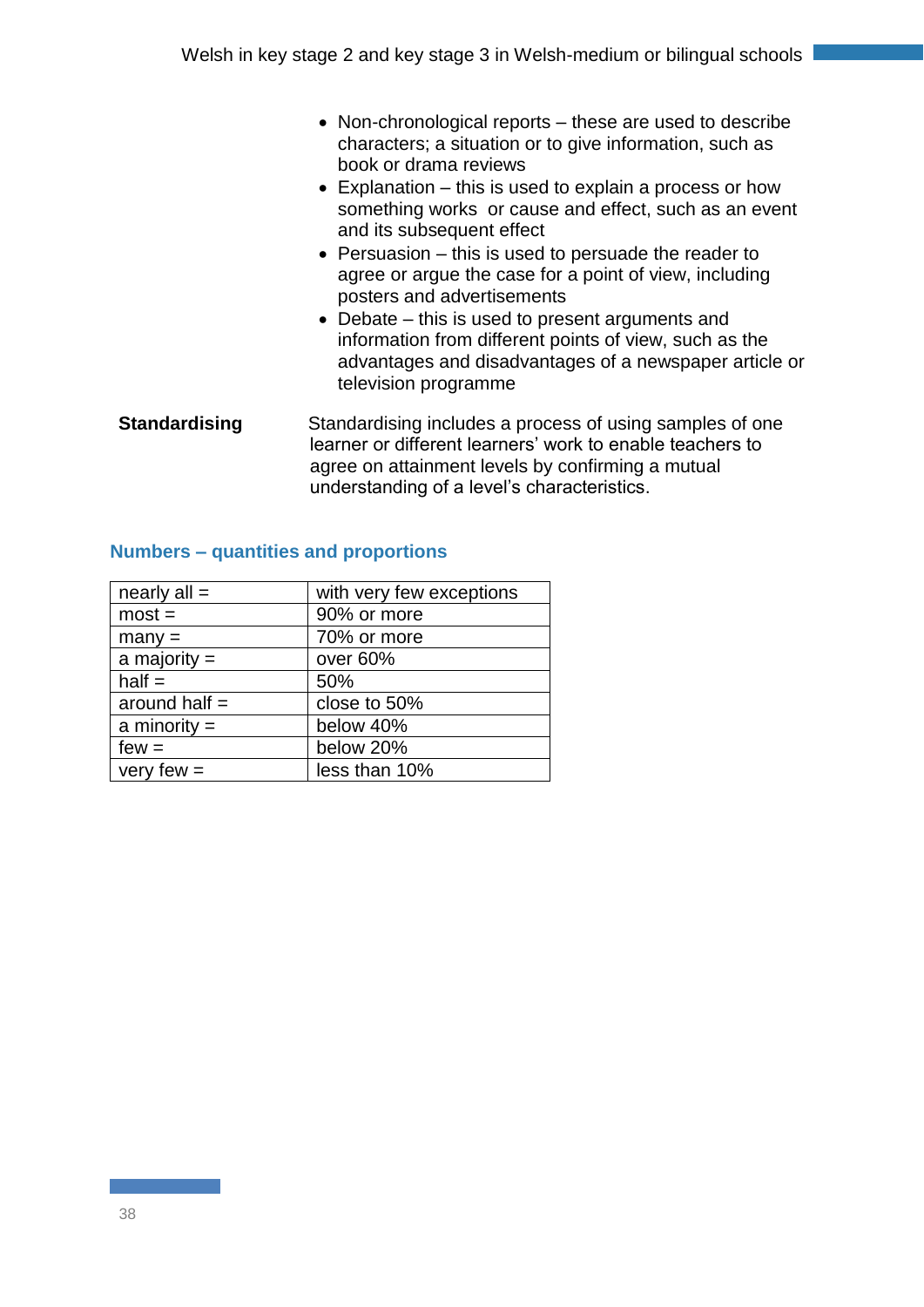- Non-chronological reports – these are used to describe characters; a situation or to give information, such as book or drama reviews
- Explanation – this is used to explain a process or how something works or cause and effect, such as an event and its subsequent effect
- Persuasion – this is used to persuade the reader to agree or argue the case for a point of view, including posters and advertisements
- Debate – this is used to present arguments and information from different points of view, such as the advantages and disadvantages of a newspaper article or television programme

**Standardising** Standardising includes a process of using samples of one learner or different learners' work to enable teachers to agree on attainment levels by confirming a mutual understanding of a level's characteristics.

## Numbers – quantities and proportions

| | |
|---|---|
| nearly all = | with very few exceptions |
| most = | 90% or more |
| many = | 70% or more |
| a majority = | over 60% |
| half = | 50% |
| around half = | close to 50% |
| a minority = | below 40% |
| few = | below 20% |
| very few = | less than 10% |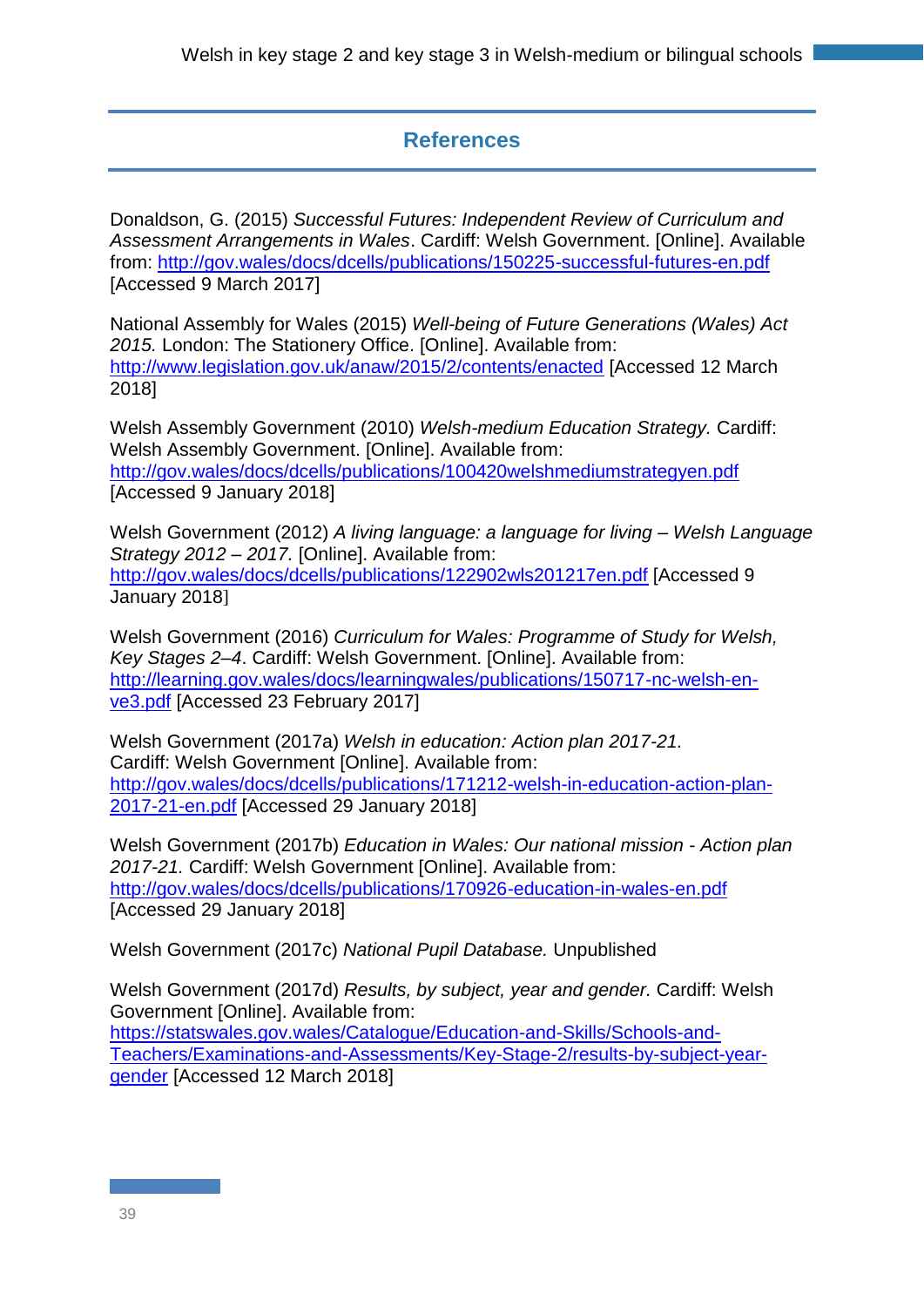## References

Donaldson, G. (2015) *Successful Futures: Independent Review of Curriculum and Assessment Arrangements in Wales*. Cardiff: Welsh Government. [Online]. Available from: http://gov.wales/docs/dcells/publications/150225-successful-futures-en.pdf [Accessed 9 March 2017]

National Assembly for Wales (2015) *Well-being of Future Generations (Wales) Act 2015.* London: The Stationery Office. [Online]. Available from: http://www.legislation.gov.uk/anaw/2015/2/contents/enacted [Accessed 12 March 2018]

Welsh Assembly Government (2010) *Welsh-medium Education Strategy.* Cardiff: Welsh Assembly Government. [Online]. Available from: http://gov.wales/docs/dcells/publications/100420welshmediumstrategyen.pdf [Accessed 9 January 2018]

Welsh Government (2012) *A living language: a language for living – Welsh Language Strategy 2012 – 2017.* [Online]. Available from: http://gov.wales/docs/dcells/publications/122902wls201217en.pdf [Accessed 9 January 2018]

Welsh Government (2016) *Curriculum for Wales: Programme of Study for Welsh, Key Stages 2–4*. Cardiff: Welsh Government. [Online]. Available from: http://learning.gov.wales/docs/learningwales/publications/150717-nc-welsh-en-ve3.pdf [Accessed 23 February 2017]

Welsh Government (2017a) *Welsh in education: Action plan 2017-21.* Cardiff: Welsh Government [Online]. Available from: http://gov.wales/docs/dcells/publications/171212-welsh-in-education-action-plan-2017-21-en.pdf [Accessed 29 January 2018]

Welsh Government (2017b) *Education in Wales: Our national mission - Action plan 2017-21.* Cardiff: Welsh Government [Online]. Available from: http://gov.wales/docs/dcells/publications/170926-education-in-wales-en.pdf [Accessed 29 January 2018]

Welsh Government (2017c) *National Pupil Database.* Unpublished

Welsh Government (2017d) *Results, by subject, year and gender.* Cardiff: Welsh Government [Online]. Available from: https://statswales.gov.wales/Catalogue/Education-and-Skills/Schools-and-Teachers/Examinations-and-Assessments/Key-Stage-2/results-by-subject-year-gender [Accessed 12 March 2018]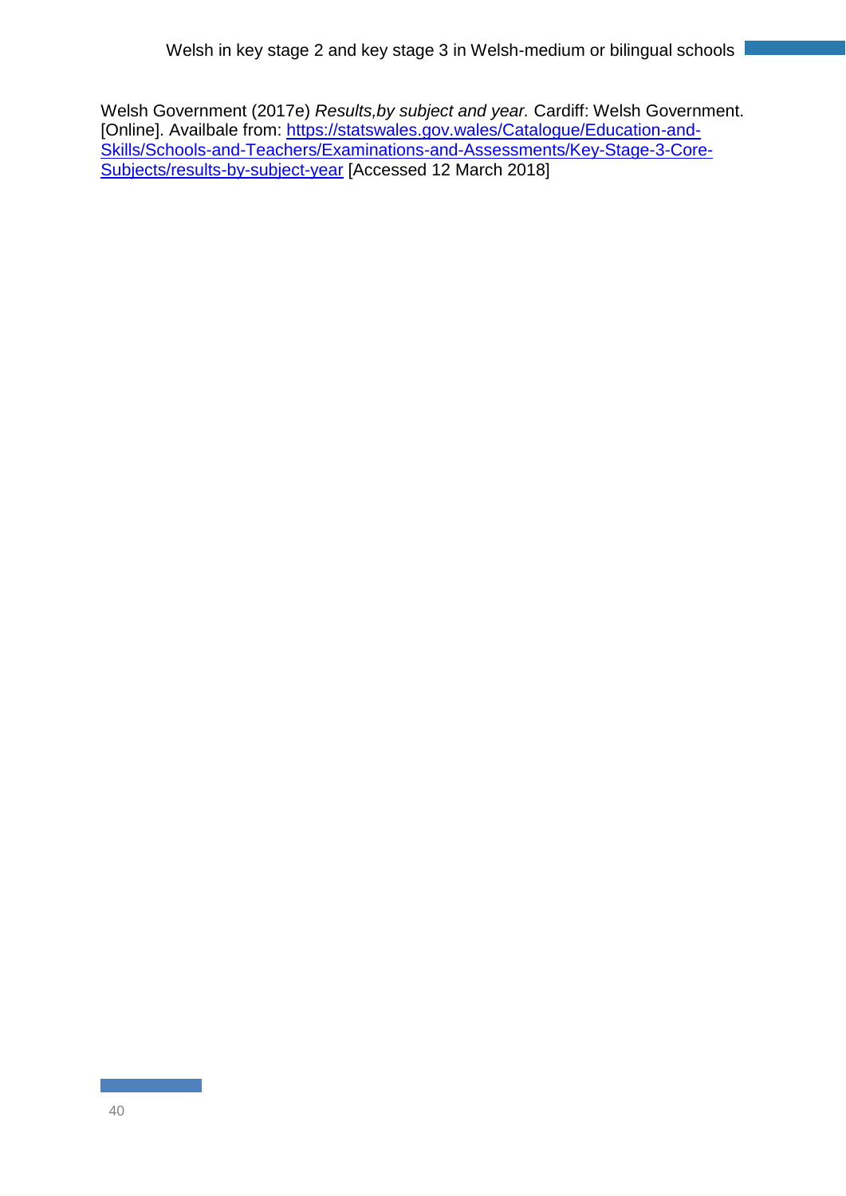Welsh Government (2017e) *Results,by subject and year.* Cardiff: Welsh Government. [Online]. Availbale from: [https://statswales.gov.wales/Catalogue/Education-and-Skills/Schools-and-Teachers/Examinations-and-Assessments/Key-Stage-3-Core-Subjects/results-by-subject-year](https://statswales.gov.wales/Catalogue/Education-and-Skills/Schools-and-Teachers/Examinations-and-Assessments/Key-Stage-3-Core-Subjects/results-by-subject-year) [Accessed 12 March 2018]